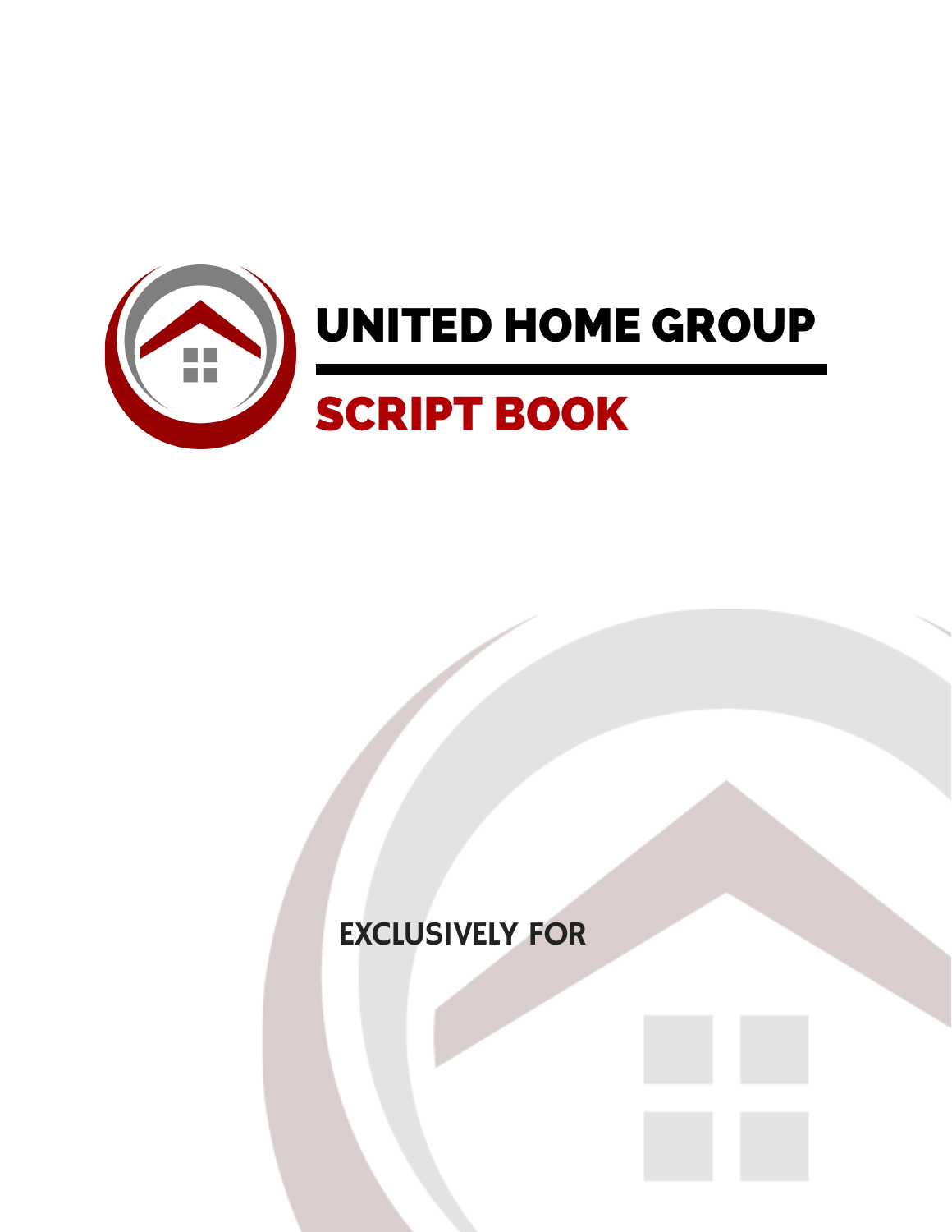# UNITED HOME GROUP

## SCRIPT BOOK

EXCLUSIVELY FOR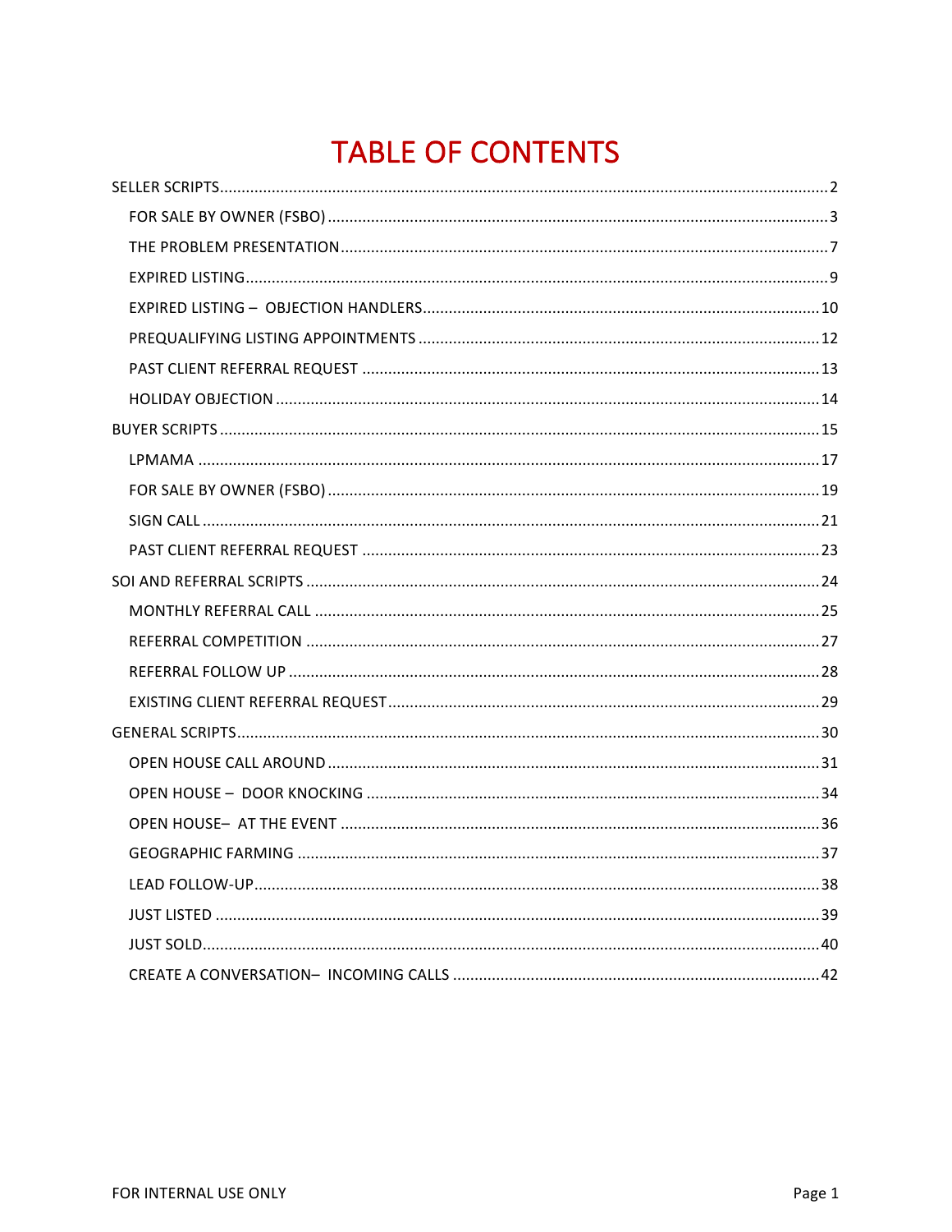# TABLE OF CONTENTS

SELLER SCRIPTS ........ 2

- FOR SALE BY OWNER (FSBO) ........ 3
- THE PROBLEM PRESENTATION ........ 7
- EXPIRED LISTING ........ 9
- EXPIRED LISTING – OBJECTION HANDLERS ........ 10
- PREQUALIFYING LISTING APPOINTMENTS ........ 12
- PAST CLIENT REFERRAL REQUEST ........ 13
- HOLIDAY OBJECTION ........ 14

BUYER SCRIPTS ........ 15

- LPMAMA ........ 17
- FOR SALE BY OWNER (FSBO) ........ 19
- SIGN CALL ........ 21
- PAST CLIENT REFERRAL REQUEST ........ 23

SOI AND REFERRAL SCRIPTS ........ 24

- MONTHLY REFERRAL CALL ........ 25
- REFERRAL COMPETITION ........ 27
- REFERRAL FOLLOW UP ........ 28
- EXISTING CLIENT REFERRAL REQUEST ........ 29

GENERAL SCRIPTS ........ 30

- OPEN HOUSE CALL AROUND ........ 31
- OPEN HOUSE – DOOR KNOCKING ........ 34
- OPEN HOUSE– AT THE EVENT ........ 36
- GEOGRAPHIC FARMING ........ 37
- LEAD FOLLOW-UP ........ 38
- JUST LISTED ........ 39
- JUST SOLD ........ 40
- CREATE A CONVERSATION– INCOMING CALLS ........ 42

FOR INTERNAL USE ONLY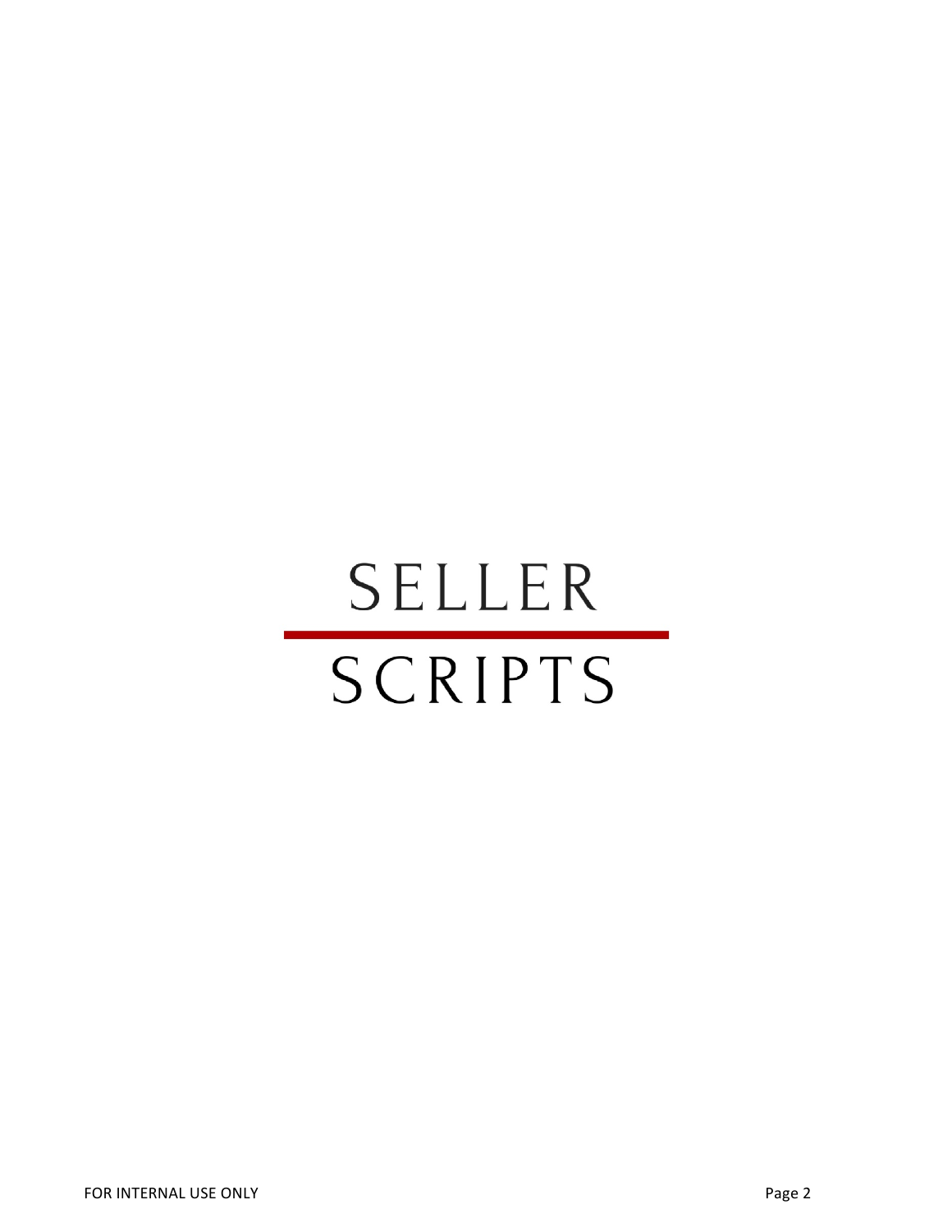# SELLER SCRIPTS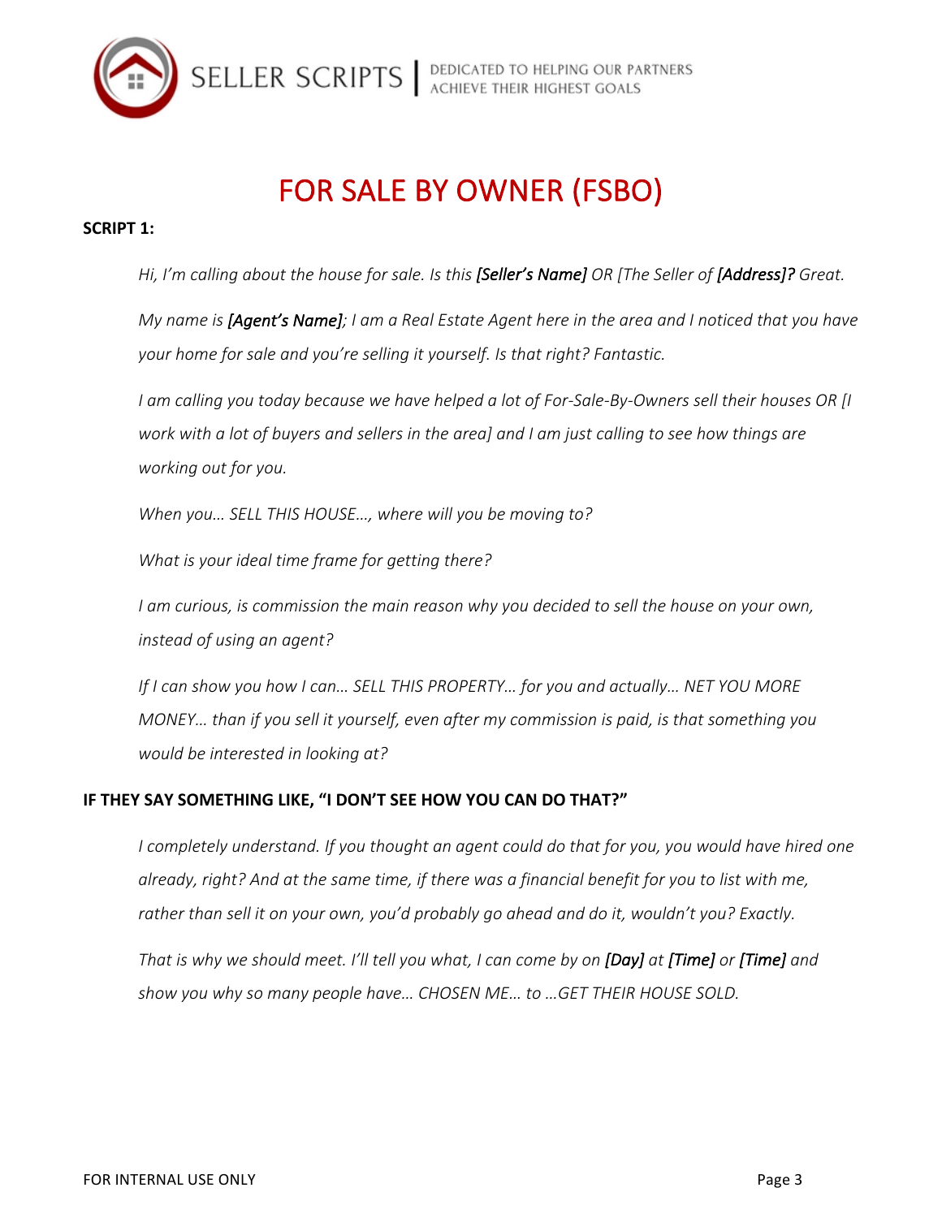# FOR SALE BY OWNER (FSBO)

**SCRIPT 1:**

*Hi, I'm calling about the house for sale. Is this **[Seller's Name]** OR [The Seller of **[Address]?** Great.*

*My name is **[Agent's Name]**; I am a Real Estate Agent here in the area and I noticed that you have your home for sale and you're selling it yourself. Is that right? Fantastic.*

*I am calling you today because we have helped a lot of For-Sale-By-Owners sell their houses OR [I work with a lot of buyers and sellers in the area] and I am just calling to see how things are working out for you.*

*When you… SELL THIS HOUSE…, where will you be moving to?*

*What is your ideal time frame for getting there?*

*I am curious, is commission the main reason why you decided to sell the house on your own, instead of using an agent?*

*If I can show you how I can… SELL THIS PROPERTY… for you and actually… NET YOU MORE MONEY… than if you sell it yourself, even after my commission is paid, is that something you would be interested in looking at?*

**IF THEY SAY SOMETHING LIKE, "I DON'T SEE HOW YOU CAN DO THAT?"**

*I completely understand. If you thought an agent could do that for you, you would have hired one already, right? And at the same time, if there was a financial benefit for you to list with me, rather than sell it on your own, you'd probably go ahead and do it, wouldn't you? Exactly.*

*That is why we should meet. I'll tell you what, I can come by on **[Day]** at **[Time]** or **[Time]** and show you why so many people have… CHOSEN ME… to …GET THEIR HOUSE SOLD.*

FOR INTERNAL USE ONLY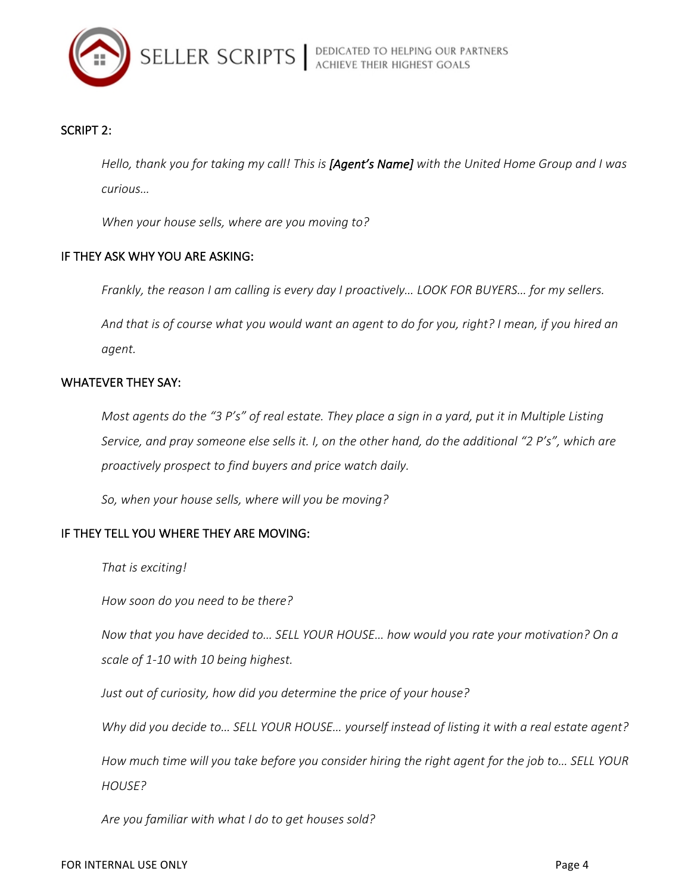## SCRIPT 2:

*Hello, thank you for taking my call! This is* **[Agent's Name]** *with the United Home Group and I was curious…*

*When your house sells, where are you moving to?*

### IF THEY ASK WHY YOU ARE ASKING:

*Frankly, the reason I am calling is every day I proactively… LOOK FOR BUYERS… for my sellers.*

*And that is of course what you would want an agent to do for you, right? I mean, if you hired an agent.*

### WHATEVER THEY SAY:

*Most agents do the "3 P's" of real estate. They place a sign in a yard, put it in Multiple Listing Service, and pray someone else sells it. I, on the other hand, do the additional "2 P's", which are proactively prospect to find buyers and price watch daily.*

*So, when your house sells, where will you be moving?*

### IF THEY TELL YOU WHERE THEY ARE MOVING:

*That is exciting!*

*How soon do you need to be there?*

*Now that you have decided to… SELL YOUR HOUSE… how would you rate your motivation? On a scale of 1-10 with 10 being highest.*

*Just out of curiosity, how did you determine the price of your house?*

*Why did you decide to… SELL YOUR HOUSE… yourself instead of listing it with a real estate agent?*

*How much time will you take before you consider hiring the right agent for the job to… SELL YOUR HOUSE?*

*Are you familiar with what I do to get houses sold?*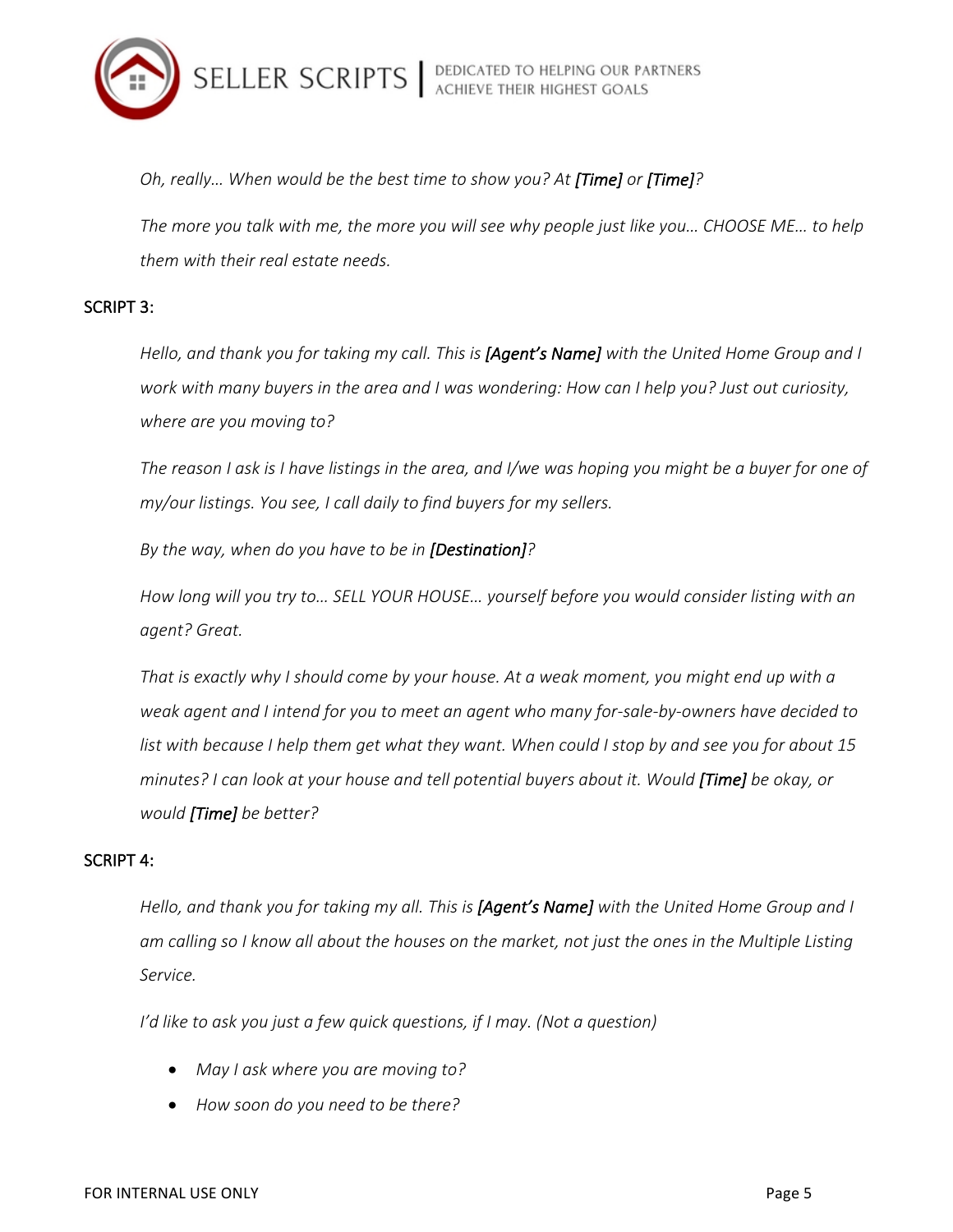*Oh, really… When would be the best time to show you? At **[Time]** or **[Time]**?*

*The more you talk with me, the more you will see why people just like you… CHOOSE ME… to help them with their real estate needs.*

SCRIPT 3:

*Hello, and thank you for taking my call. This is **[Agent's Name]** with the United Home Group and I work with many buyers in the area and I was wondering: How can I help you? Just out curiosity, where are you moving to?*

*The reason I ask is I have listings in the area, and I/we was hoping you might be a buyer for one of my/our listings. You see, I call daily to find buyers for my sellers.*

*By the way, when do you have to be in **[Destination]**?*

*How long will you try to… SELL YOUR HOUSE… yourself before you would consider listing with an agent? Great.*

*That is exactly why I should come by your house. At a weak moment, you might end up with a weak agent and I intend for you to meet an agent who many for-sale-by-owners have decided to list with because I help them get what they want. When could I stop by and see you for about 15 minutes? I can look at your house and tell potential buyers about it. Would **[Time]** be okay, or would **[Time]** be better?*

SCRIPT 4:

*Hello, and thank you for taking my all. This is **[Agent's Name]** with the United Home Group and I am calling so I know all about the houses on the market, not just the ones in the Multiple Listing Service.*

*I'd like to ask you just a few quick questions, if I may. (Not a question)*

- *May I ask where you are moving to?*
- *How soon do you need to be there?*

FOR INTERNAL USE ONLY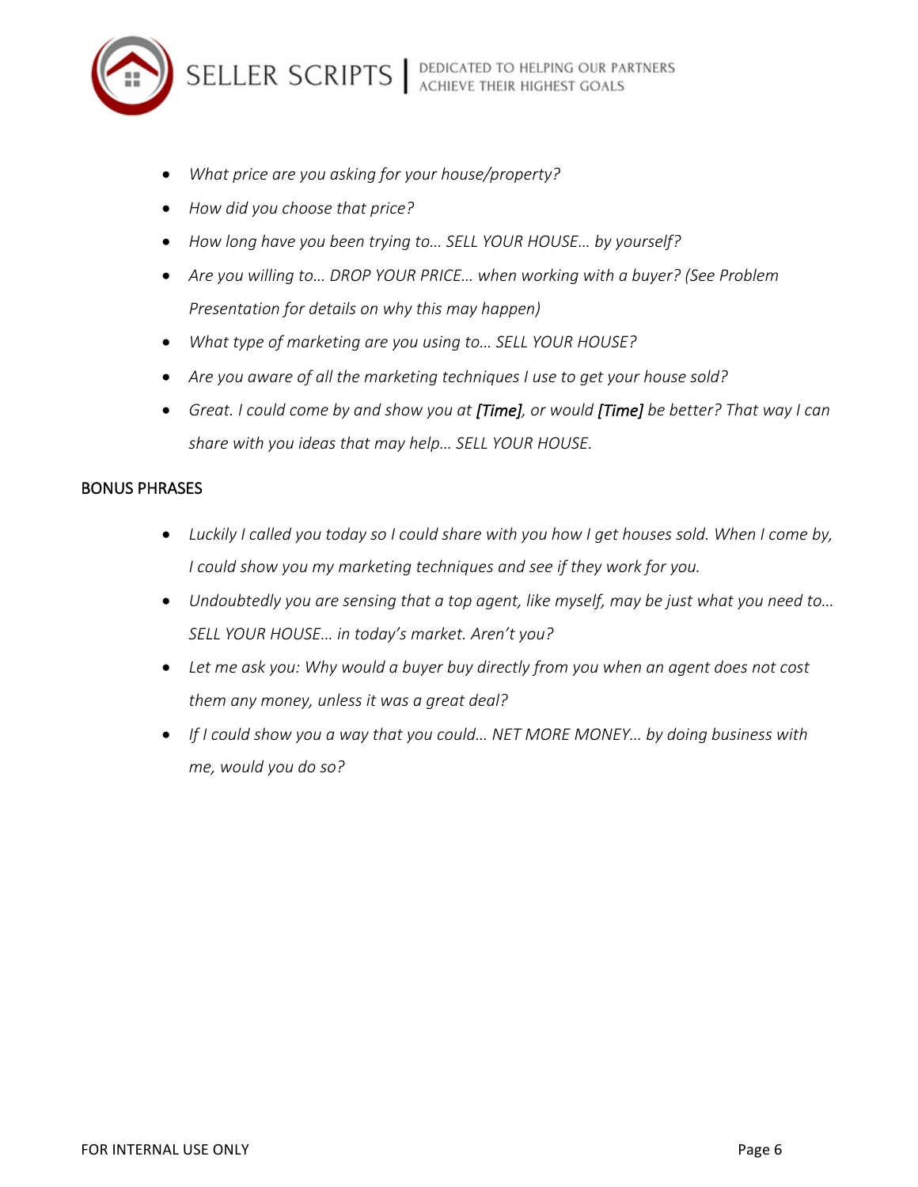- *What price are you asking for your house/property?*
- *How did you choose that price?*
- *How long have you been trying to… SELL YOUR HOUSE… by yourself?*
- *Are you willing to… DROP YOUR PRICE… when working with a buyer? (See Problem Presentation for details on why this may happen)*
- *What type of marketing are you using to… SELL YOUR HOUSE?*
- *Are you aware of all the marketing techniques I use to get your house sold?*
- *Great. I could come by and show you at **[Time]**, or would **[Time]** be better? That way I can share with you ideas that may help… SELL YOUR HOUSE.*

BONUS PHRASES

- *Luckily I called you today so I could share with you how I get houses sold. When I come by, I could show you my marketing techniques and see if they work for you.*
- *Undoubtedly you are sensing that a top agent, like myself, may be just what you need to… SELL YOUR HOUSE… in today's market. Aren't you?*
- *Let me ask you: Why would a buyer buy directly from you when an agent does not cost them any money, unless it was a great deal?*
- *If I could show you a way that you could… NET MORE MONEY… by doing business with me, would you do so?*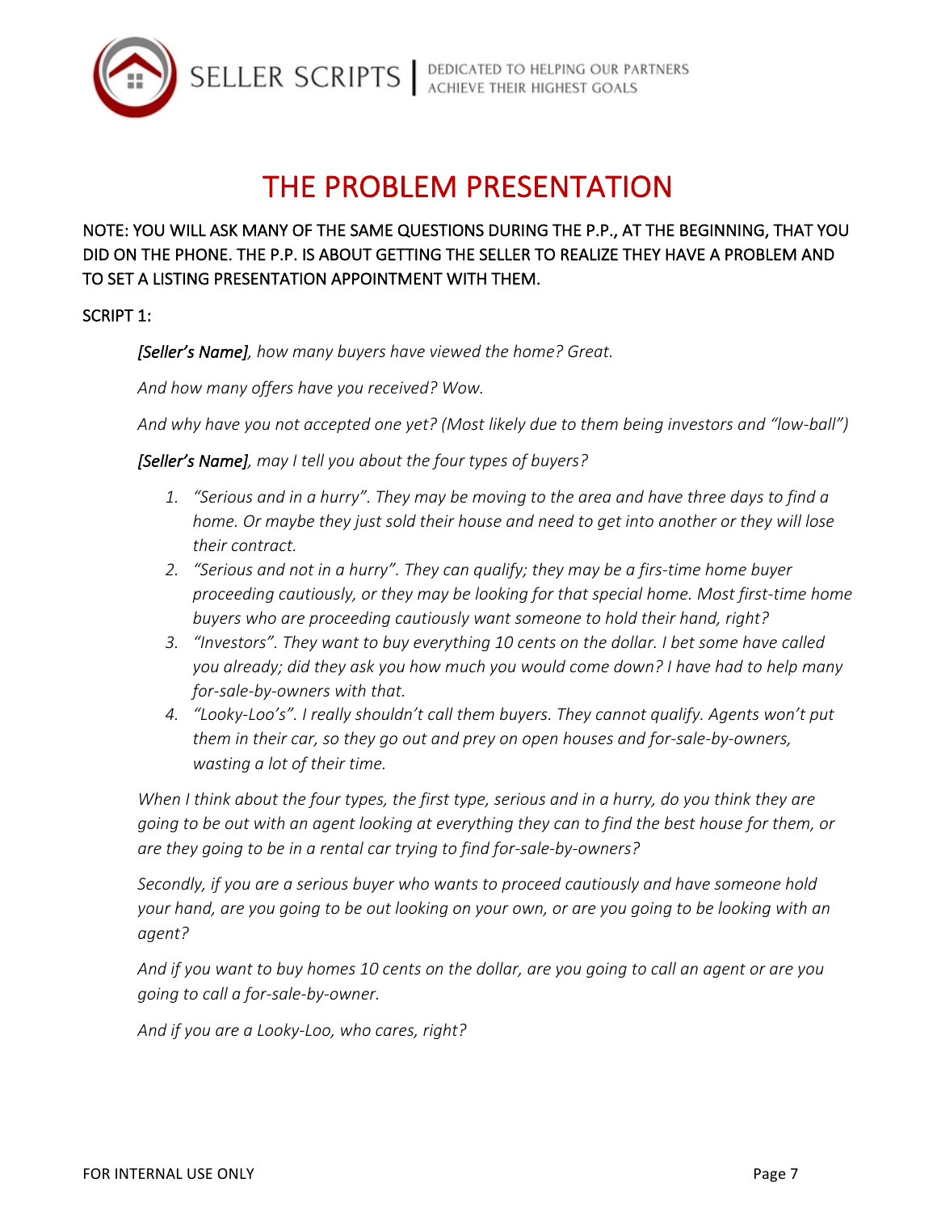# THE PROBLEM PRESENTATION

NOTE: YOU WILL ASK MANY OF THE SAME QUESTIONS DURING THE P.P., AT THE BEGINNING, THAT YOU DID ON THE PHONE. THE P.P. IS ABOUT GETTING THE SELLER TO REALIZE THEY HAVE A PROBLEM AND TO SET A LISTING PRESENTATION APPOINTMENT WITH THEM.

SCRIPT 1:

> ***[Seller's Name]****, how many buyers have viewed the home? Great.*
>
> *And how many offers have you received? Wow.*
>
> *And why have you not accepted one yet? (Most likely due to them being investors and "low-ball")*
>
> ***[Seller's Name]****, may I tell you about the four types of buyers?*
>
> 1. *"Serious and in a hurry". They may be moving to the area and have three days to find a home. Or maybe they just sold their house and need to get into another or they will lose their contract.*
> 2. *"Serious and not in a hurry". They can qualify; they may be a firs-time home buyer proceeding cautiously, or they may be looking for that special home. Most first-time home buyers who are proceeding cautiously want someone to hold their hand, right?*
> 3. *"Investors". They want to buy everything 10 cents on the dollar. I bet some have called you already; did they ask you how much you would come down? I have had to help many for-sale-by-owners with that.*
> 4. *"Looky-Loo's". I really shouldn't call them buyers. They cannot qualify. Agents won't put them in their car, so they go out and prey on open houses and for-sale-by-owners, wasting a lot of their time.*
>
> *When I think about the four types, the first type, serious and in a hurry, do you think they are going to be out with an agent looking at everything they can to find the best house for them, or are they going to be in a rental car trying to find for-sale-by-owners?*
>
> *Secondly, if you are a serious buyer who wants to proceed cautiously and have someone hold your hand, are you going to be out looking on your own, or are you going to be looking with an agent?*
>
> *And if you want to buy homes 10 cents on the dollar, are you going to call an agent or are you going to call a for-sale-by-owner.*
>
> *And if you are a Looky-Loo, who cares, right?*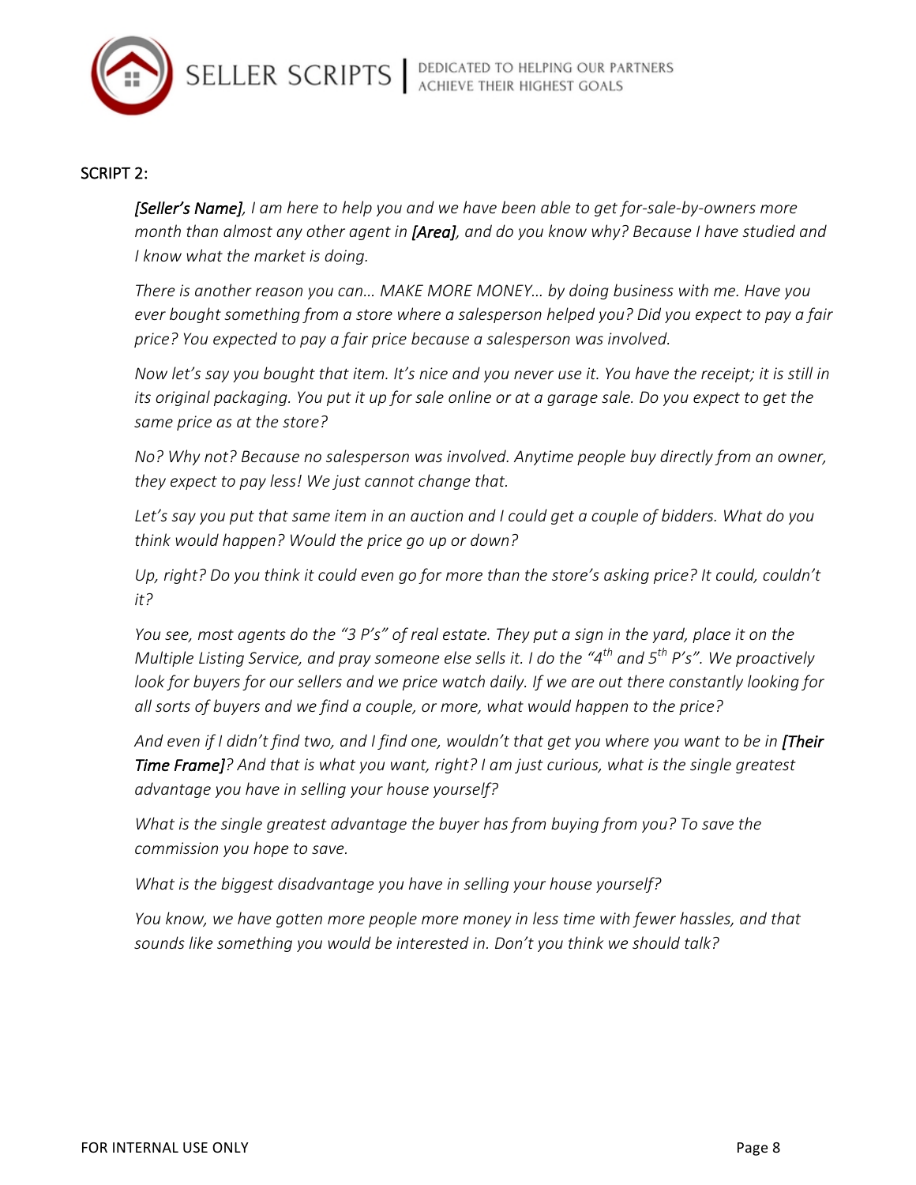SCRIPT 2:

*[Seller's Name], I am here to help you and we have been able to get for-sale-by-owners more month than almost any other agent in [Area], and do you know why? Because I have studied and I know what the market is doing.*

*There is another reason you can… MAKE MORE MONEY… by doing business with me. Have you ever bought something from a store where a salesperson helped you? Did you expect to pay a fair price? You expected to pay a fair price because a salesperson was involved.*

*Now let's say you bought that item. It's nice and you never use it. You have the receipt; it is still in its original packaging. You put it up for sale online or at a garage sale. Do you expect to get the same price as at the store?*

*No? Why not? Because no salesperson was involved. Anytime people buy directly from an owner, they expect to pay less! We just cannot change that.*

*Let's say you put that same item in an auction and I could get a couple of bidders. What do you think would happen? Would the price go up or down?*

*Up, right? Do you think it could even go for more than the store's asking price? It could, couldn't it?*

*You see, most agents do the "3 P's" of real estate. They put a sign in the yard, place it on the Multiple Listing Service, and pray someone else sells it. I do the "4th and 5th P's". We proactively look for buyers for our sellers and we price watch daily. If we are out there constantly looking for all sorts of buyers and we find a couple, or more, what would happen to the price?*

*And even if I didn't find two, and I find one, wouldn't that get you where you want to be in [Their Time Frame]? And that is what you want, right? I am just curious, what is the single greatest advantage you have in selling your house yourself?*

*What is the single greatest advantage the buyer has from buying from you? To save the commission you hope to save.*

*What is the biggest disadvantage you have in selling your house yourself?*

*You know, we have gotten more people more money in less time with fewer hassles, and that sounds like something you would be interested in. Don't you think we should talk?*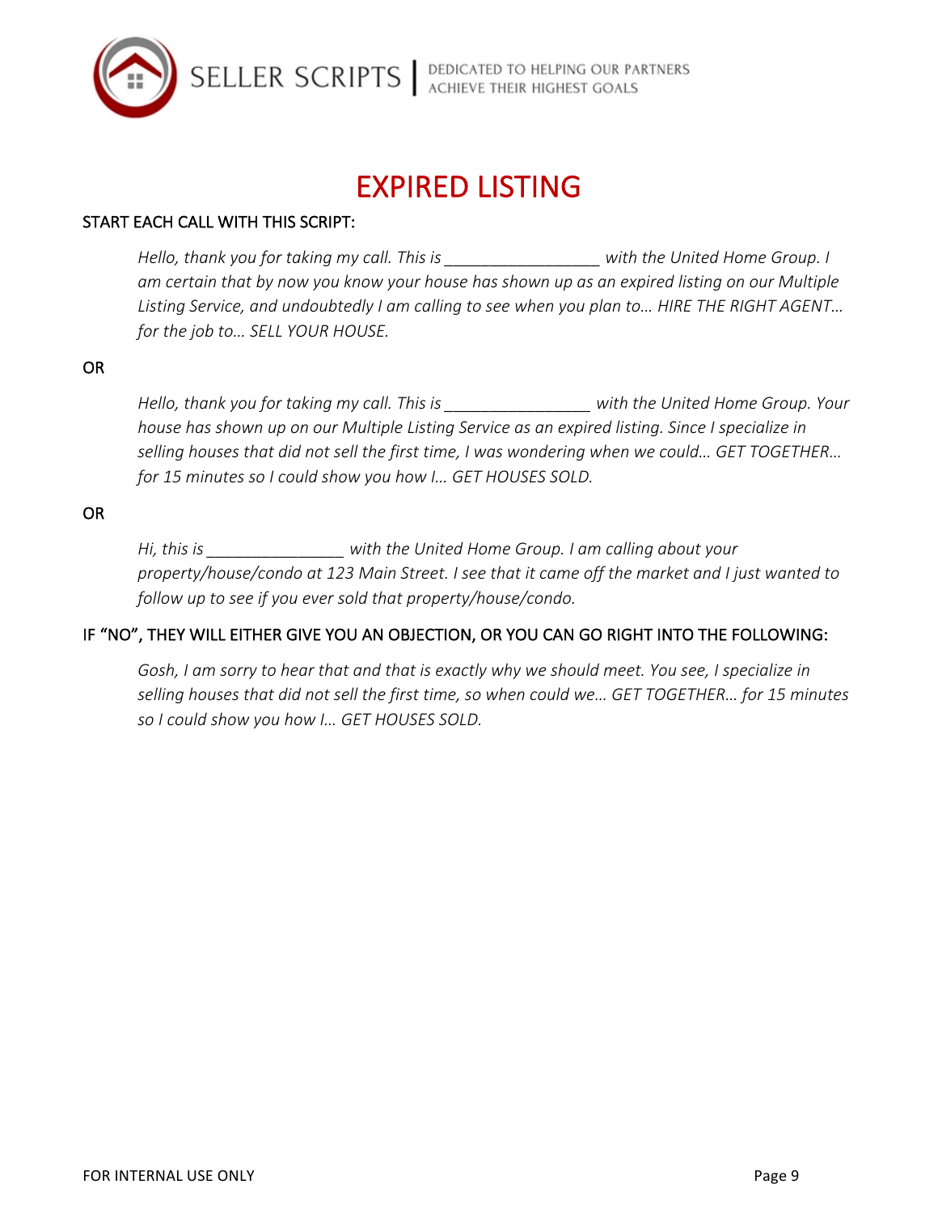# EXPIRED LISTING

START EACH CALL WITH THIS SCRIPT:

*Hello, thank you for taking my call. This is _________________ with the United Home Group. I am certain that by now you know your house has shown up as an expired listing on our Multiple Listing Service, and undoubtedly I am calling to see when you plan to… HIRE THE RIGHT AGENT… for the job to… SELL YOUR HOUSE.*

OR

*Hello, thank you for taking my call. This is ________________ with the United Home Group. Your house has shown up on our Multiple Listing Service as an expired listing. Since I specialize in selling houses that did not sell the first time, I was wondering when we could… GET TOGETHER… for 15 minutes so I could show you how I… GET HOUSES SOLD.*

OR

*Hi, this is _______________ with the United Home Group. I am calling about your property/house/condo at 123 Main Street. I see that it came off the market and I just wanted to follow up to see if you ever sold that property/house/condo.*

IF "NO", THEY WILL EITHER GIVE YOU AN OBJECTION, OR YOU CAN GO RIGHT INTO THE FOLLOWING:

*Gosh, I am sorry to hear that and that is exactly why we should meet. You see, I specialize in selling houses that did not sell the first time, so when could we… GET TOGETHER… for 15 minutes so I could show you how I… GET HOUSES SOLD.*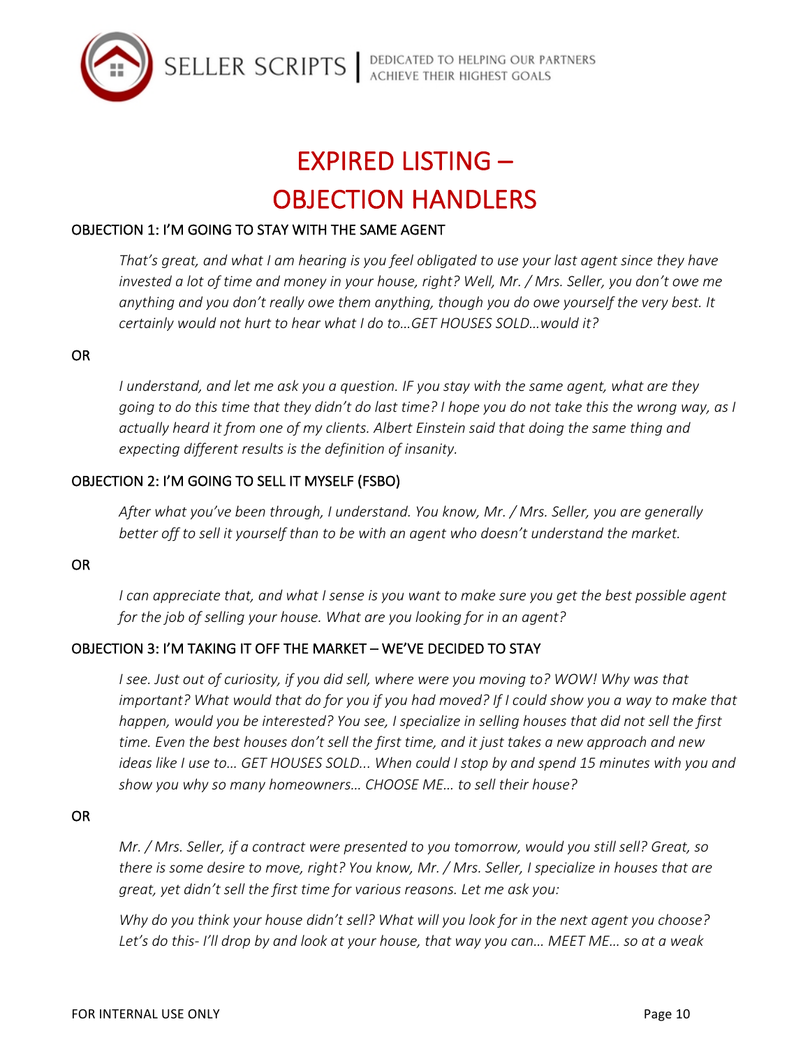# EXPIRED LISTING – OBJECTION HANDLERS

### OBJECTION 1: I'M GOING TO STAY WITH THE SAME AGENT

*That's great, and what I am hearing is you feel obligated to use your last agent since they have invested a lot of time and money in your house, right? Well, Mr. / Mrs. Seller, you don't owe me anything and you don't really owe them anything, though you do owe yourself the very best. It certainly would not hurt to hear what I do to…GET HOUSES SOLD…would it?*

OR

*I understand, and let me ask you a question. IF you stay with the same agent, what are they going to do this time that they didn't do last time? I hope you do not take this the wrong way, as I actually heard it from one of my clients. Albert Einstein said that doing the same thing and expecting different results is the definition of insanity.*

### OBJECTION 2: I'M GOING TO SELL IT MYSELF (FSBO)

*After what you've been through, I understand. You know, Mr. / Mrs. Seller, you are generally better off to sell it yourself than to be with an agent who doesn't understand the market.*

OR

*I can appreciate that, and what I sense is you want to make sure you get the best possible agent for the job of selling your house. What are you looking for in an agent?*

### OBJECTION 3: I'M TAKING IT OFF THE MARKET – WE'VE DECIDED TO STAY

*I see. Just out of curiosity, if you did sell, where were you moving to? WOW! Why was that important? What would that do for you if you had moved? If I could show you a way to make that happen, would you be interested? You see, I specialize in selling houses that did not sell the first time. Even the best houses don't sell the first time, and it just takes a new approach and new ideas like I use to… GET HOUSES SOLD... When could I stop by and spend 15 minutes with you and show you why so many homeowners… CHOOSE ME… to sell their house?*

OR

*Mr. / Mrs. Seller, if a contract were presented to you tomorrow, would you still sell? Great, so there is some desire to move, right? You know, Mr. / Mrs. Seller, I specialize in houses that are great, yet didn't sell the first time for various reasons. Let me ask you:*

*Why do you think your house didn't sell? What will you look for in the next agent you choose? Let's do this- I'll drop by and look at your house, that way you can… MEET ME… so at a weak*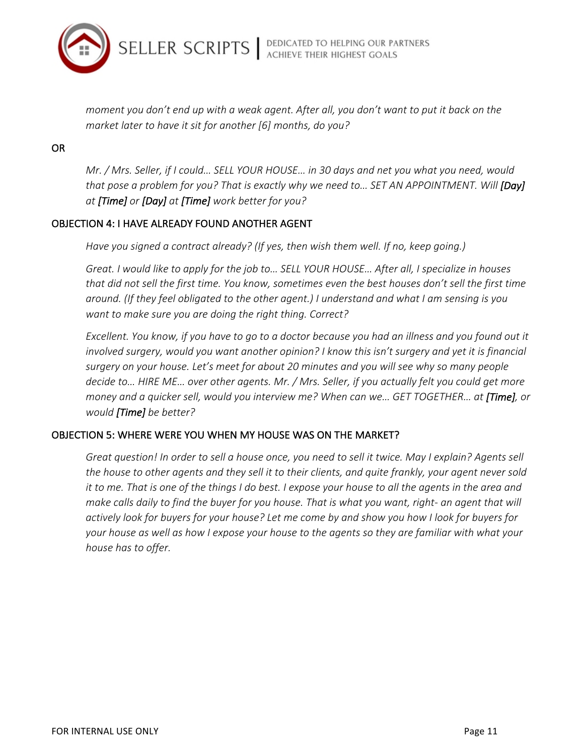*moment you don't end up with a weak agent. After all, you don't want to put it back on the market later to have it sit for another [6] months, do you?*

OR

*Mr. / Mrs. Seller, if I could… SELL YOUR HOUSE… in 30 days and net you what you need, would that pose a problem for you? That is exactly why we need to… SET AN APPOINTMENT. Will **[Day]** at **[Time]** or **[Day]** at **[Time]** work better for you?*

### OBJECTION 4: I HAVE ALREADY FOUND ANOTHER AGENT

*Have you signed a contract already? (If yes, then wish them well. If no, keep going.)*

*Great. I would like to apply for the job to… SELL YOUR HOUSE… After all, I specialize in houses that did not sell the first time. You know, sometimes even the best houses don't sell the first time around. (If they feel obligated to the other agent.) I understand and what I am sensing is you want to make sure you are doing the right thing. Correct?*

*Excellent. You know, if you have to go to a doctor because you had an illness and you found out it involved surgery, would you want another opinion? I know this isn't surgery and yet it is financial surgery on your house. Let's meet for about 20 minutes and you will see why so many people decide to… HIRE ME… over other agents. Mr. / Mrs. Seller, if you actually felt you could get more money and a quicker sell, would you interview me? When can we… GET TOGETHER… at **[Time]**, or would **[Time]** be better?*

### OBJECTION 5: WHERE WERE YOU WHEN MY HOUSE WAS ON THE MARKET?

*Great question! In order to sell a house once, you need to sell it twice. May I explain? Agents sell the house to other agents and they sell it to their clients, and quite frankly, your agent never sold it to me. That is one of the things I do best. I expose your house to all the agents in the area and make calls daily to find the buyer for you house. That is what you want, right- an agent that will actively look for buyers for your house? Let me come by and show you how I look for buyers for your house as well as how I expose your house to the agents so they are familiar with what your house has to offer.*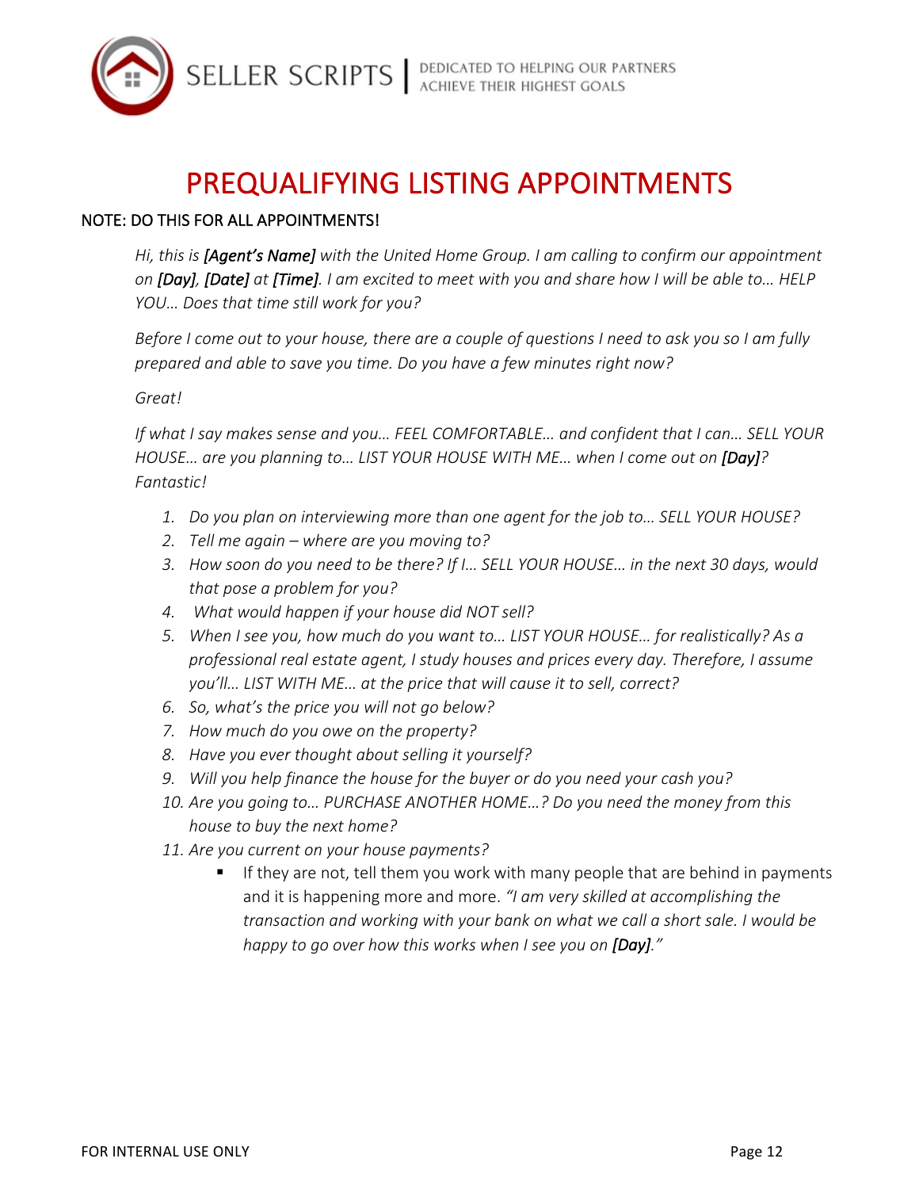# PREQUALIFYING LISTING APPOINTMENTS

NOTE: DO THIS FOR ALL APPOINTMENTS!

*Hi, this is **[Agent's Name]** with the United Home Group. I am calling to confirm our appointment on **[Day]**, **[Date]** at **[Time]**. I am excited to meet with you and share how I will be able to… HELP YOU… Does that time still work for you?*

*Before I come out to your house, there are a couple of questions I need to ask you so I am fully prepared and able to save you time. Do you have a few minutes right now?*

*Great!*

*If what I say makes sense and you… FEEL COMFORTABLE… and confident that I can… SELL YOUR HOUSE… are you planning to… LIST YOUR HOUSE WITH ME… when I come out on **[Day]**? Fantastic!*

1. *Do you plan on interviewing more than one agent for the job to… SELL YOUR HOUSE?*
2. *Tell me again – where are you moving to?*
3. *How soon do you need to be there? If I… SELL YOUR HOUSE… in the next 30 days, would that pose a problem for you?*
4. *What would happen if your house did NOT sell?*
5. *When I see you, how much do you want to… LIST YOUR HOUSE… for realistically? As a professional real estate agent, I study houses and prices every day. Therefore, I assume you'll… LIST WITH ME… at the price that will cause it to sell, correct?*
6. *So, what's the price you will not go below?*
7. *How much do you owe on the property?*
8. *Have you ever thought about selling it yourself?*
9. *Will you help finance the house for the buyer or do you need your cash you?*
10. *Are you going to… PURCHASE ANOTHER HOME…? Do you need the money from this house to buy the next home?*
11. *Are you current on your house payments?*
    - If they are not, tell them you work with many people that are behind in payments and it is happening more and more. *"I am very skilled at accomplishing the transaction and working with your bank on what we call a short sale. I would be happy to go over how this works when I see you on **[Day]**."*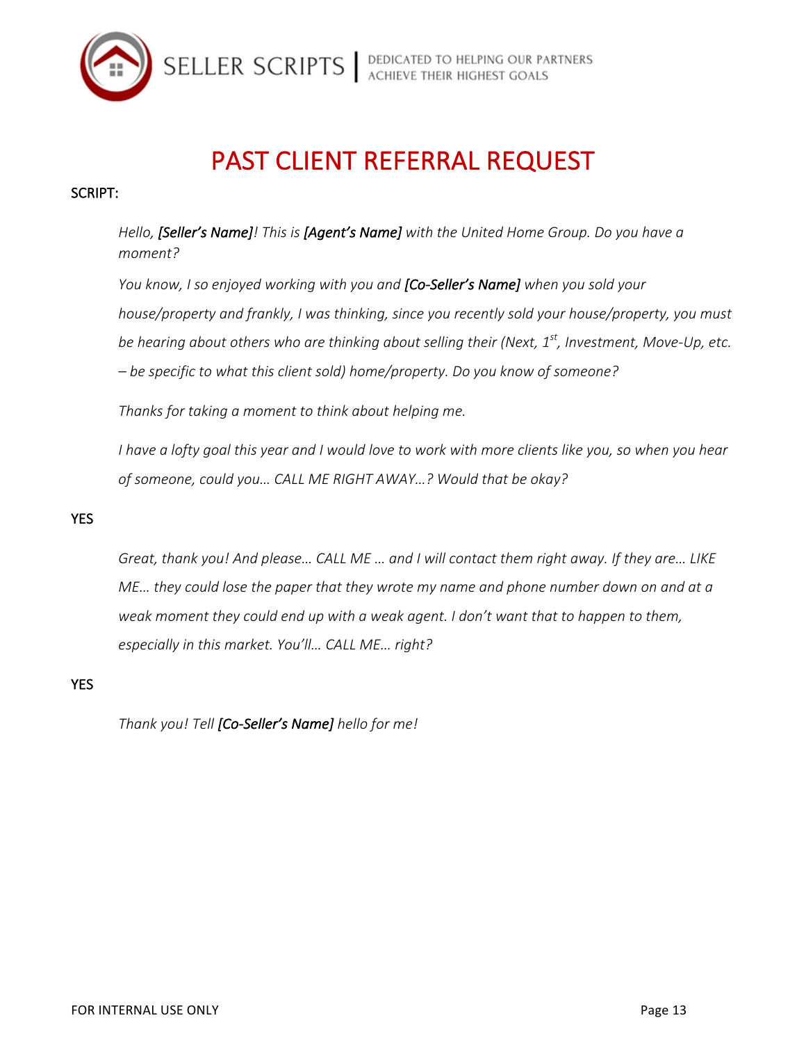# PAST CLIENT REFERRAL REQUEST

SCRIPT:

*Hello, **[Seller's Name]**! This is **[Agent's Name]** with the United Home Group. Do you have a moment?*

*You know, I so enjoyed working with you and **[Co-Seller's Name]** when you sold your house/property and frankly, I was thinking, since you recently sold your house/property, you must be hearing about others who are thinking about selling their (Next, 1st, Investment, Move-Up, etc. – be specific to what this client sold) home/property. Do you know of someone?*

*Thanks for taking a moment to think about helping me.*

*I have a lofty goal this year and I would love to work with more clients like you, so when you hear of someone, could you… CALL ME RIGHT AWAY…? Would that be okay?*

YES

*Great, thank you! And please… CALL ME … and I will contact them right away. If they are… LIKE ME… they could lose the paper that they wrote my name and phone number down on and at a weak moment they could end up with a weak agent. I don't want that to happen to them, especially in this market. You'll… CALL ME… right?*

YES

*Thank you! Tell **[Co-Seller's Name]** hello for me!*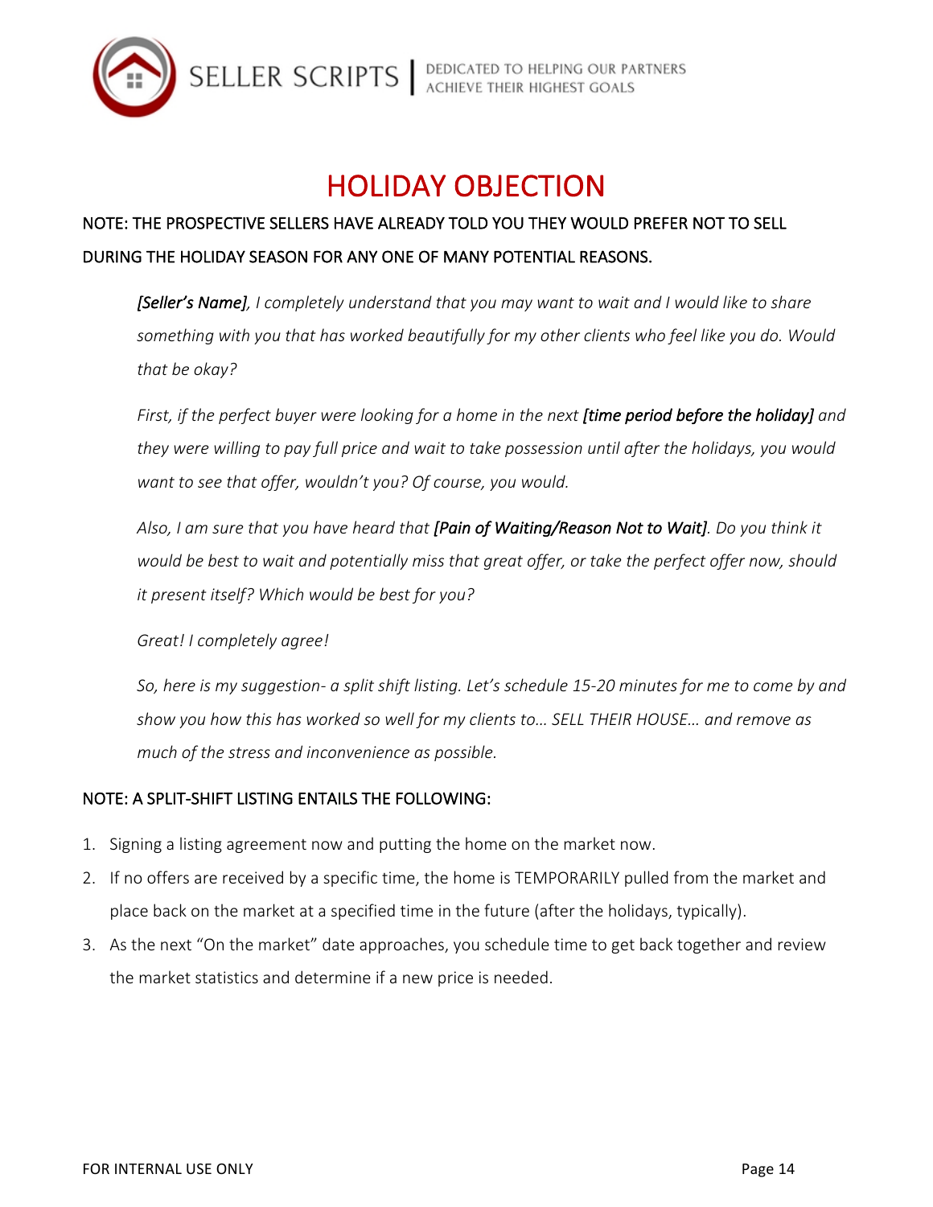# HOLIDAY OBJECTION

NOTE: THE PROSPECTIVE SELLERS HAVE ALREADY TOLD YOU THEY WOULD PREFER NOT TO SELL DURING THE HOLIDAY SEASON FOR ANY ONE OF MANY POTENTIAL REASONS.

> ***[Seller's Name]****, I completely understand that you may want to wait and I would like to share something with you that has worked beautifully for my other clients who feel like you do. Would that be okay?*
>
> *First, if the perfect buyer were looking for a home in the next* ***[time period before the holiday]*** *and they were willing to pay full price and wait to take possession until after the holidays, you would want to see that offer, wouldn't you? Of course, you would.*
>
> *Also, I am sure that you have heard that* ***[Pain of Waiting/Reason Not to Wait]****. Do you think it would be best to wait and potentially miss that great offer, or take the perfect offer now, should it present itself? Which would be best for you?*
>
> *Great! I completely agree!*
>
> *So, here is my suggestion- a split shift listing. Let's schedule 15-20 minutes for me to come by and show you how this has worked so well for my clients to… SELL THEIR HOUSE… and remove as much of the stress and inconvenience as possible.*

NOTE: A SPLIT-SHIFT LISTING ENTAILS THE FOLLOWING:

1. Signing a listing agreement now and putting the home on the market now.
2. If no offers are received by a specific time, the home is TEMPORARILY pulled from the market and place back on the market at a specified time in the future (after the holidays, typically).
3. As the next "On the market" date approaches, you schedule time to get back together and review the market statistics and determine if a new price is needed.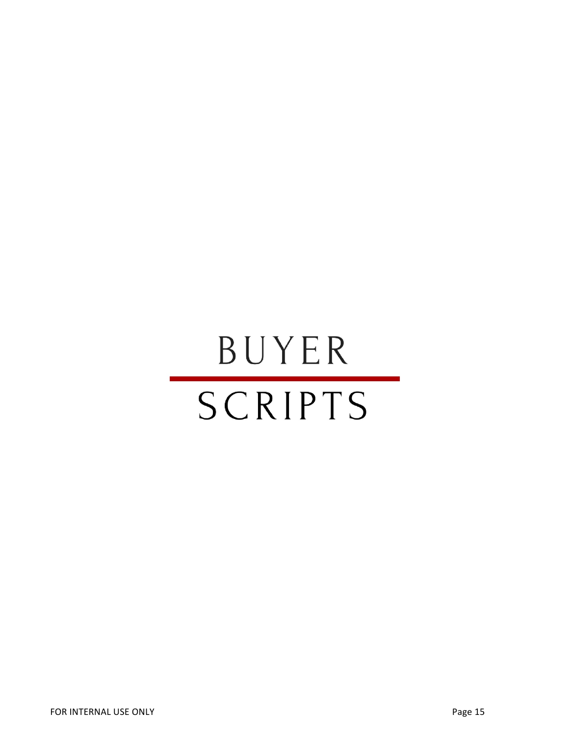# BUYER SCRIPTS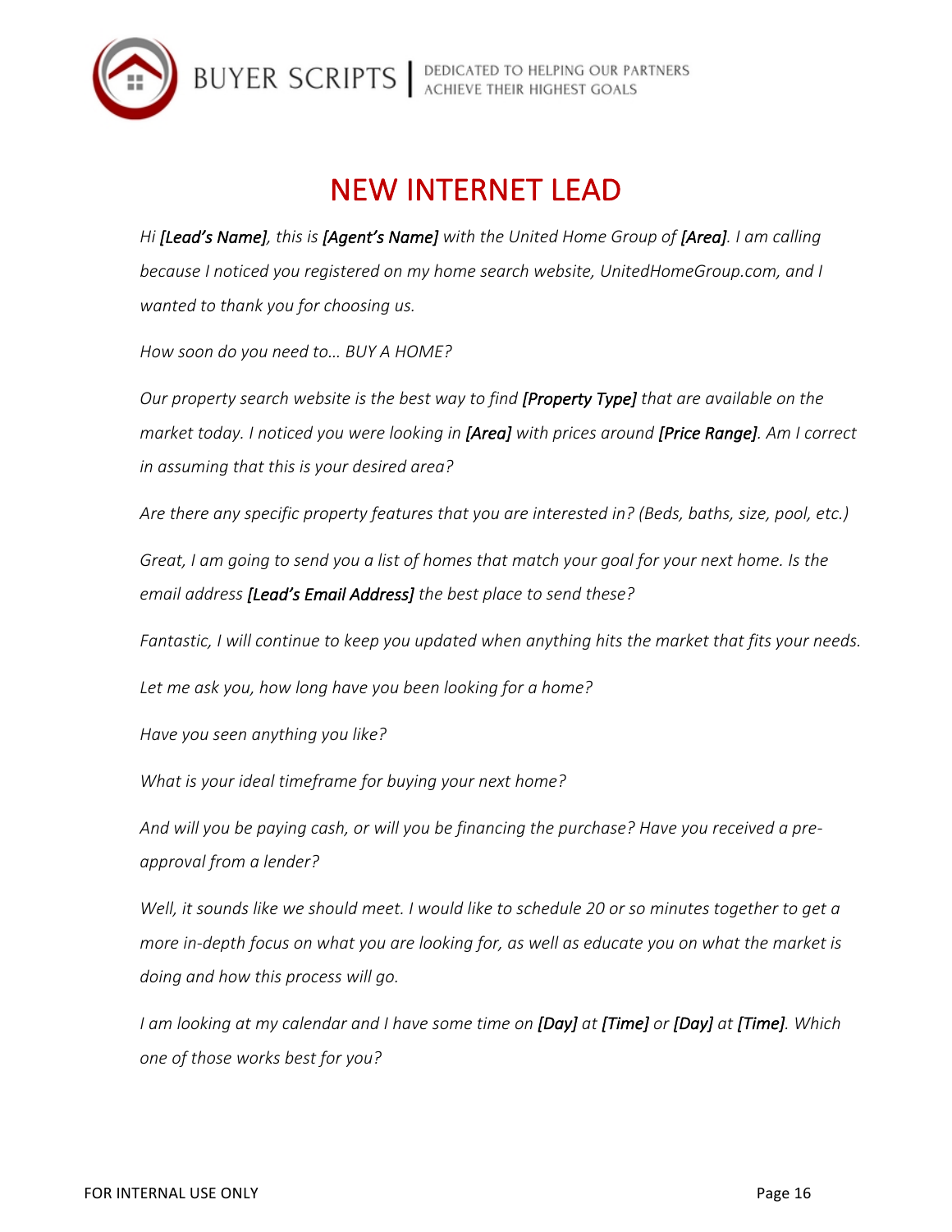# NEW INTERNET LEAD

*Hi **[Lead's Name]**, this is **[Agent's Name]** with the United Home Group of **[Area]**. I am calling because I noticed you registered on my home search website, UnitedHomeGroup.com, and I wanted to thank you for choosing us.*

*How soon do you need to… BUY A HOME?*

*Our property search website is the best way to find **[Property Type]** that are available on the market today. I noticed you were looking in **[Area]** with prices around **[Price Range]**. Am I correct in assuming that this is your desired area?*

*Are there any specific property features that you are interested in? (Beds, baths, size, pool, etc.)*

*Great, I am going to send you a list of homes that match your goal for your next home. Is the email address **[Lead's Email Address]** the best place to send these?*

*Fantastic, I will continue to keep you updated when anything hits the market that fits your needs.*

*Let me ask you, how long have you been looking for a home?*

*Have you seen anything you like?*

*What is your ideal timeframe for buying your next home?*

*And will you be paying cash, or will you be financing the purchase? Have you received a pre-approval from a lender?*

*Well, it sounds like we should meet. I would like to schedule 20 or so minutes together to get a more in-depth focus on what you are looking for, as well as educate you on what the market is doing and how this process will go.*

*I am looking at my calendar and I have some time on **[Day]** at **[Time]** or **[Day]** at **[Time]**. Which one of those works best for you?*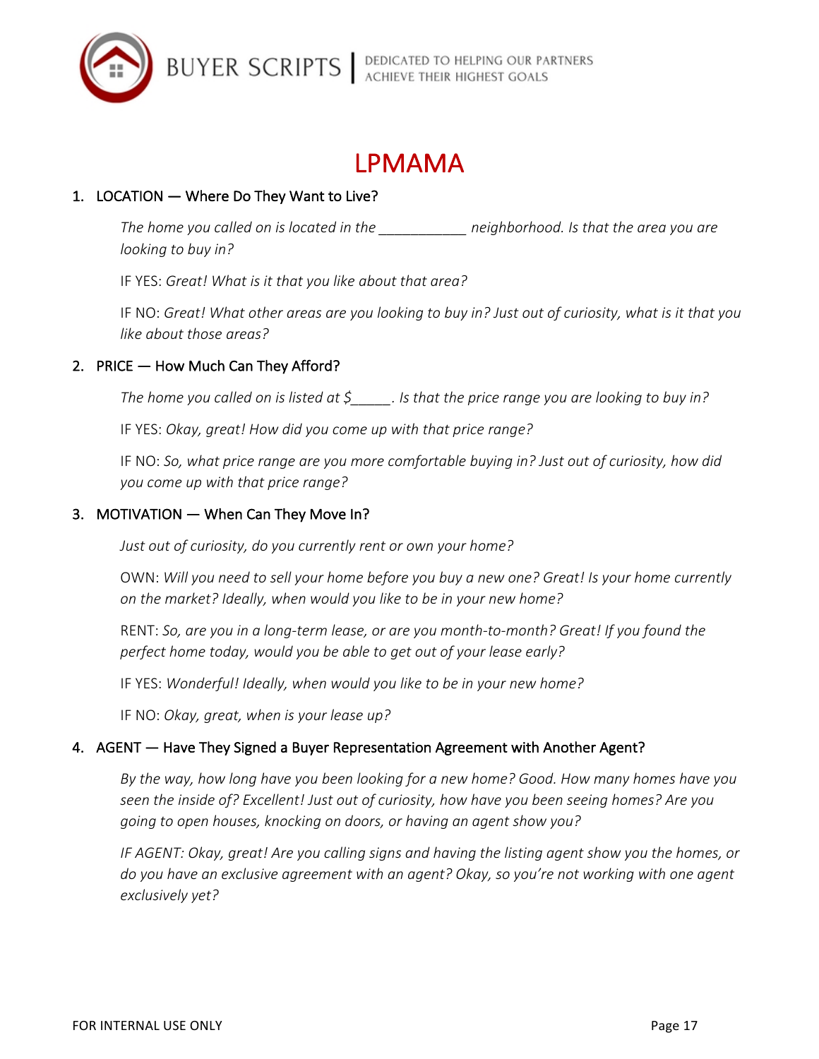# LPMAMA

1. LOCATION — Where Do They Want to Live?

    *The home you called on is located in the ___________ neighborhood. Is that the area you are looking to buy in?*

    IF YES: *Great! What is it that you like about that area?*

    IF NO: *Great! What other areas are you looking to buy in? Just out of curiosity, what is it that you like about those areas?*

2. PRICE — How Much Can They Afford?

    *The home you called on is listed at $_____. Is that the price range you are looking to buy in?*

    IF YES: *Okay, great! How did you come up with that price range?*

    IF NO: *So, what price range are you more comfortable buying in? Just out of curiosity, how did you come up with that price range?*

3. MOTIVATION — When Can They Move In?

    *Just out of curiosity, do you currently rent or own your home?*

    OWN: *Will you need to sell your home before you buy a new one? Great! Is your home currently on the market? Ideally, when would you like to be in your new home?*

    RENT: *So, are you in a long-term lease, or are you month-to-month? Great! If you found the perfect home today, would you be able to get out of your lease early?*

    IF YES: *Wonderful! Ideally, when would you like to be in your new home?*

    IF NO: *Okay, great, when is your lease up?*

4. AGENT — Have They Signed a Buyer Representation Agreement with Another Agent?

    *By the way, how long have you been looking for a new home? Good. How many homes have you seen the inside of? Excellent! Just out of curiosity, how have you been seeing homes? Are you going to open houses, knocking on doors, or having an agent show you?*

    *IF AGENT: Okay, great! Are you calling signs and having the listing agent show you the homes, or do you have an exclusive agreement with an agent? Okay, so you're not working with one agent exclusively yet?*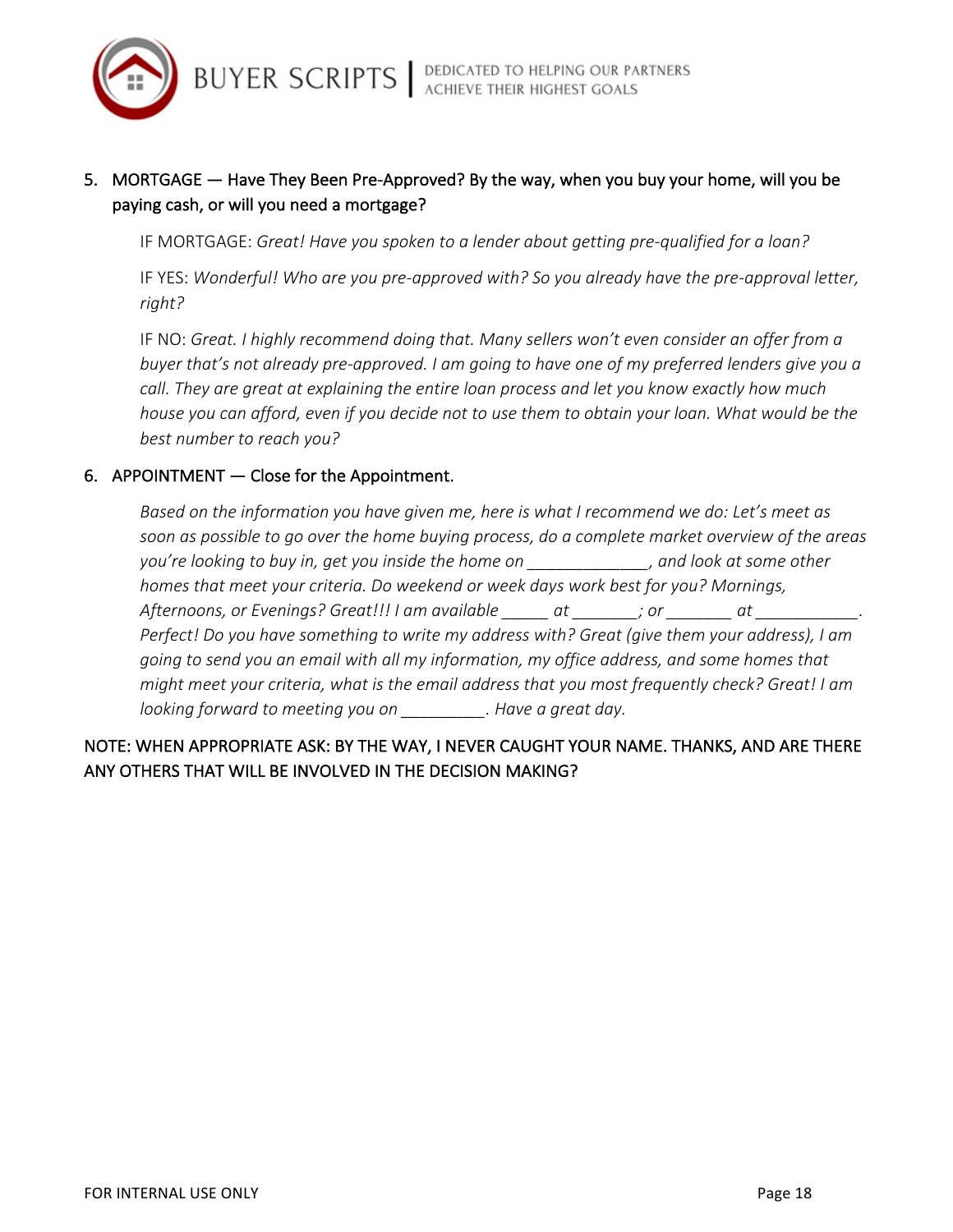5. MORTGAGE — Have They Been Pre-Approved? By the way, when you buy your home, will you be paying cash, or will you need a mortgage?

   IF MORTGAGE: *Great! Have you spoken to a lender about getting pre-qualified for a loan?*

   IF YES: *Wonderful! Who are you pre-approved with? So you already have the pre-approval letter, right?*

   IF NO: *Great. I highly recommend doing that. Many sellers won't even consider an offer from a buyer that's not already pre-approved. I am going to have one of my preferred lenders give you a call. They are great at explaining the entire loan process and let you know exactly how much house you can afford, even if you decide not to use them to obtain your loan. What would be the best number to reach you?*

6. APPOINTMENT — Close for the Appointment.

   *Based on the information you have given me, here is what I recommend we do: Let's meet as soon as possible to go over the home buying process, do a complete market overview of the areas you're looking to buy in, get you inside the home on _____________, and look at some other homes that meet your criteria. Do weekend or week days work best for you? Mornings, Afternoons, or Evenings? Great!!! I am available _____ at _______; or _______ at ___________. Perfect! Do you have something to write my address with? Great (give them your address), I am going to send you an email with all my information, my office address, and some homes that might meet your criteria, what is the email address that you most frequently check? Great! I am looking forward to meeting you on _________. Have a great day.*

NOTE: WHEN APPROPRIATE ASK: BY THE WAY, I NEVER CAUGHT YOUR NAME. THANKS, AND ARE THERE ANY OTHERS THAT WILL BE INVOLVED IN THE DECISION MAKING?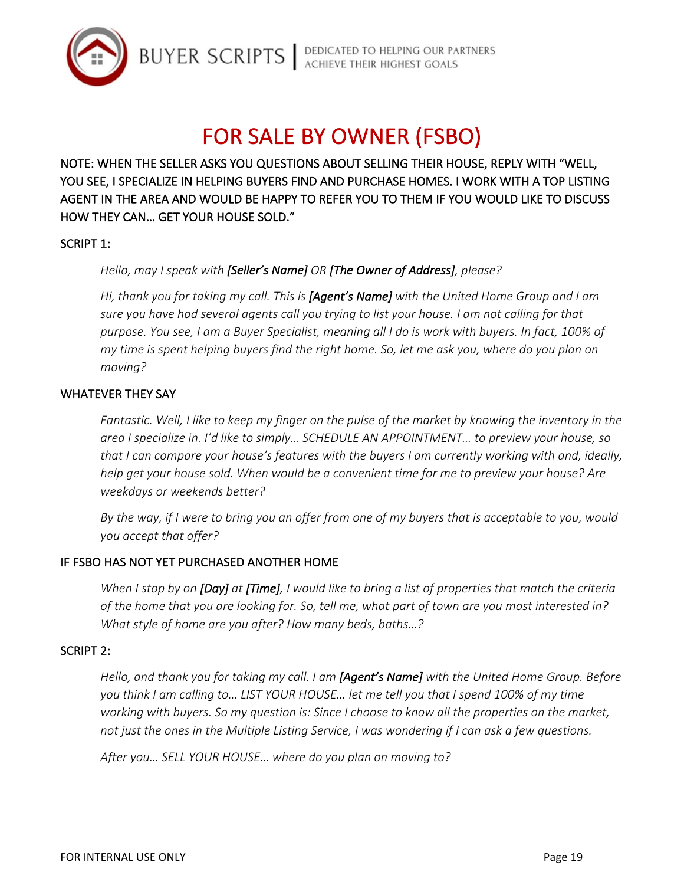# FOR SALE BY OWNER (FSBO)

NOTE: WHEN THE SELLER ASKS YOU QUESTIONS ABOUT SELLING THEIR HOUSE, REPLY WITH "WELL, YOU SEE, I SPECIALIZE IN HELPING BUYERS FIND AND PURCHASE HOMES. I WORK WITH A TOP LISTING AGENT IN THE AREA AND WOULD BE HAPPY TO REFER YOU TO THEM IF YOU WOULD LIKE TO DISCUSS HOW THEY CAN… GET YOUR HOUSE SOLD."

SCRIPT 1:

> *Hello, may I speak with* ***[Seller's Name]*** *OR* ***[The Owner of Address]****, please?*
>
> *Hi, thank you for taking my call. This is* ***[Agent's Name]*** *with the United Home Group and I am sure you have had several agents call you trying to list your house. I am not calling for that purpose. You see, I am a Buyer Specialist, meaning all I do is work with buyers. In fact, 100% of my time is spent helping buyers find the right home. So, let me ask you, where do you plan on moving?*

WHATEVER THEY SAY

> *Fantastic. Well, I like to keep my finger on the pulse of the market by knowing the inventory in the area I specialize in. I'd like to simply… SCHEDULE AN APPOINTMENT… to preview your house, so that I can compare your house's features with the buyers I am currently working with and, ideally, help get your house sold. When would be a convenient time for me to preview your house? Are weekdays or weekends better?*
>
> *By the way, if I were to bring you an offer from one of my buyers that is acceptable to you, would you accept that offer?*

IF FSBO HAS NOT YET PURCHASED ANOTHER HOME

> *When I stop by on* ***[Day]*** *at* ***[Time]****, I would like to bring a list of properties that match the criteria of the home that you are looking for. So, tell me, what part of town are you most interested in? What style of home are you after? How many beds, baths…?*

SCRIPT 2:

> *Hello, and thank you for taking my call. I am* ***[Agent's Name]*** *with the United Home Group. Before you think I am calling to… LIST YOUR HOUSE… let me tell you that I spend 100% of my time working with buyers. So my question is: Since I choose to know all the properties on the market, not just the ones in the Multiple Listing Service, I was wondering if I can ask a few questions.*
>
> *After you… SELL YOUR HOUSE… where do you plan on moving to?*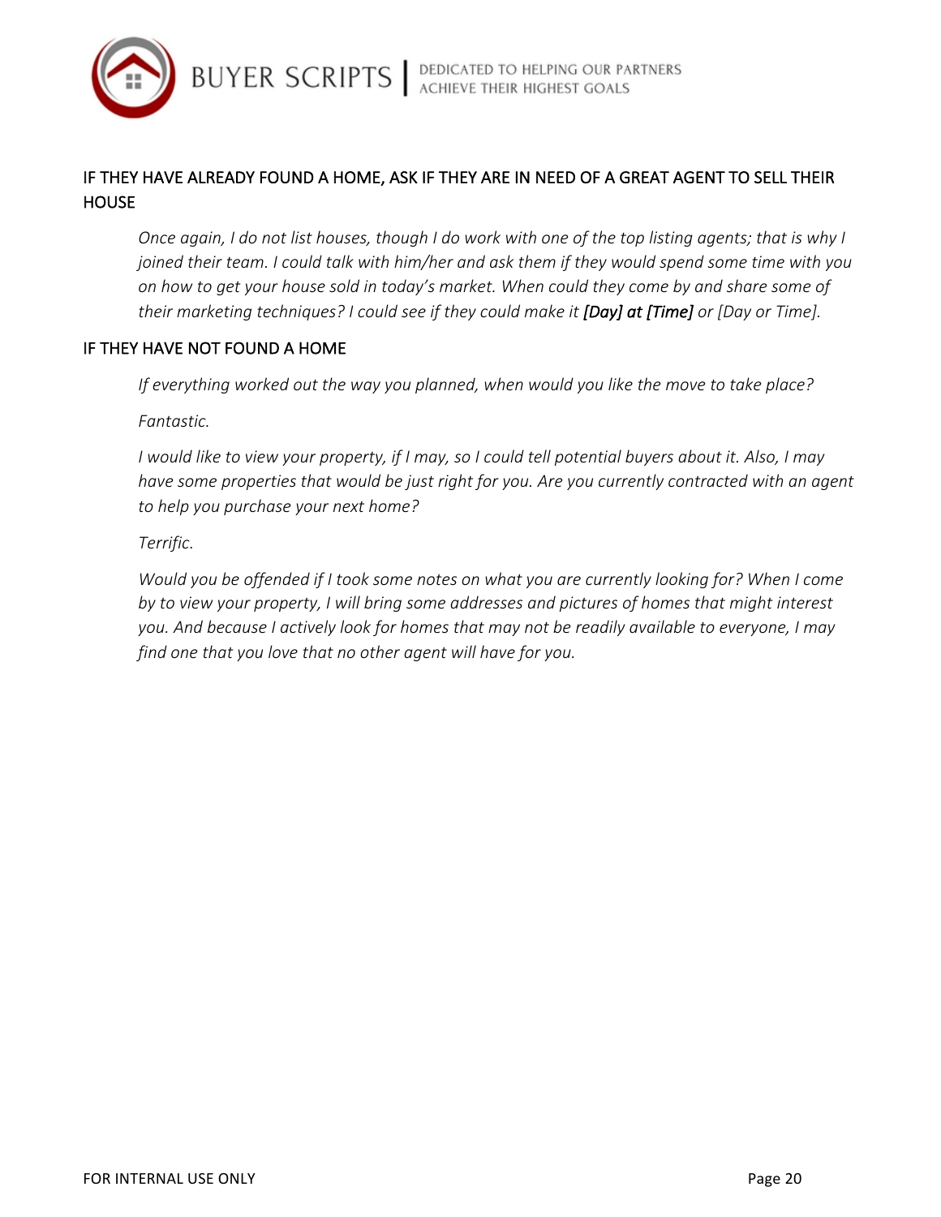## IF THEY HAVE ALREADY FOUND A HOME, ASK IF THEY ARE IN NEED OF A GREAT AGENT TO SELL THEIR HOUSE

*Once again, I do not list houses, though I do work with one of the top listing agents; that is why I joined their team. I could talk with him/her and ask them if they would spend some time with you on how to get your house sold in today's market. When could they come by and share some of their marketing techniques? I could see if they could make it* ***[Day] at [Time]*** *or [Day or Time].*

## IF THEY HAVE NOT FOUND A HOME

*If everything worked out the way you planned, when would you like the move to take place?*

*Fantastic.*

*I would like to view your property, if I may, so I could tell potential buyers about it. Also, I may have some properties that would be just right for you. Are you currently contracted with an agent to help you purchase your next home?*

*Terrific.*

*Would you be offended if I took some notes on what you are currently looking for? When I come by to view your property, I will bring some addresses and pictures of homes that might interest you. And because I actively look for homes that may not be readily available to everyone, I may find one that you love that no other agent will have for you.*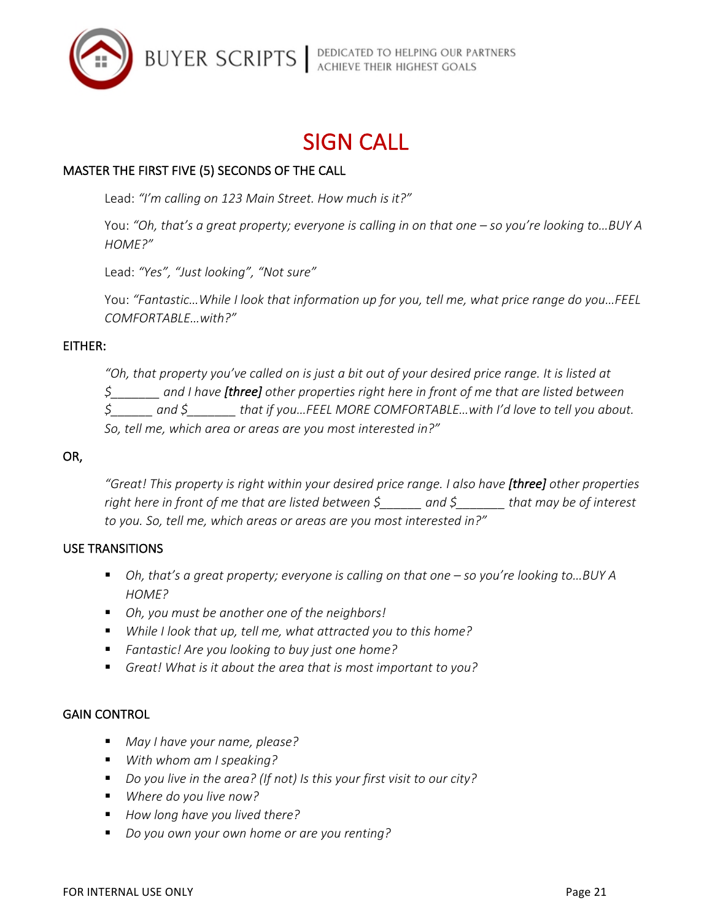# SIGN CALL

## MASTER THE FIRST FIVE (5) SECONDS OF THE CALL

Lead: *"I'm calling on 123 Main Street. How much is it?"*

You: *"Oh, that's a great property; everyone is calling in on that one – so you're looking to…BUY A HOME?"*

Lead: *"Yes", "Just looking", "Not sure"*

You: *"Fantastic…While I look that information up for you, tell me, what price range do you…FEEL COMFORTABLE…with?"*

## EITHER:

*"Oh, that property you've called on is just a bit out of your desired price range. It is listed at $_______ and I have* ***[three]*** *other properties right here in front of me that are listed between $______ and $_______ that if you…FEEL MORE COMFORTABLE…with I'd love to tell you about. So, tell me, which area or areas are you most interested in?"*

## OR,

*"Great! This property is right within your desired price range. I also have* ***[three]*** *other properties right here in front of me that are listed between $______ and $_______ that may be of interest to you. So, tell me, which areas or areas are you most interested in?"*

## USE TRANSITIONS

- *Oh, that's a great property; everyone is calling on that one – so you're looking to…BUY A HOME?*
- *Oh, you must be another one of the neighbors!*
- *While I look that up, tell me, what attracted you to this home?*
- *Fantastic! Are you looking to buy just one home?*
- *Great! What is it about the area that is most important to you?*

## GAIN CONTROL

- *May I have your name, please?*
- *With whom am I speaking?*
- *Do you live in the area? (If not) Is this your first visit to our city?*
- *Where do you live now?*
- *How long have you lived there?*
- *Do you own your own home or are you renting?*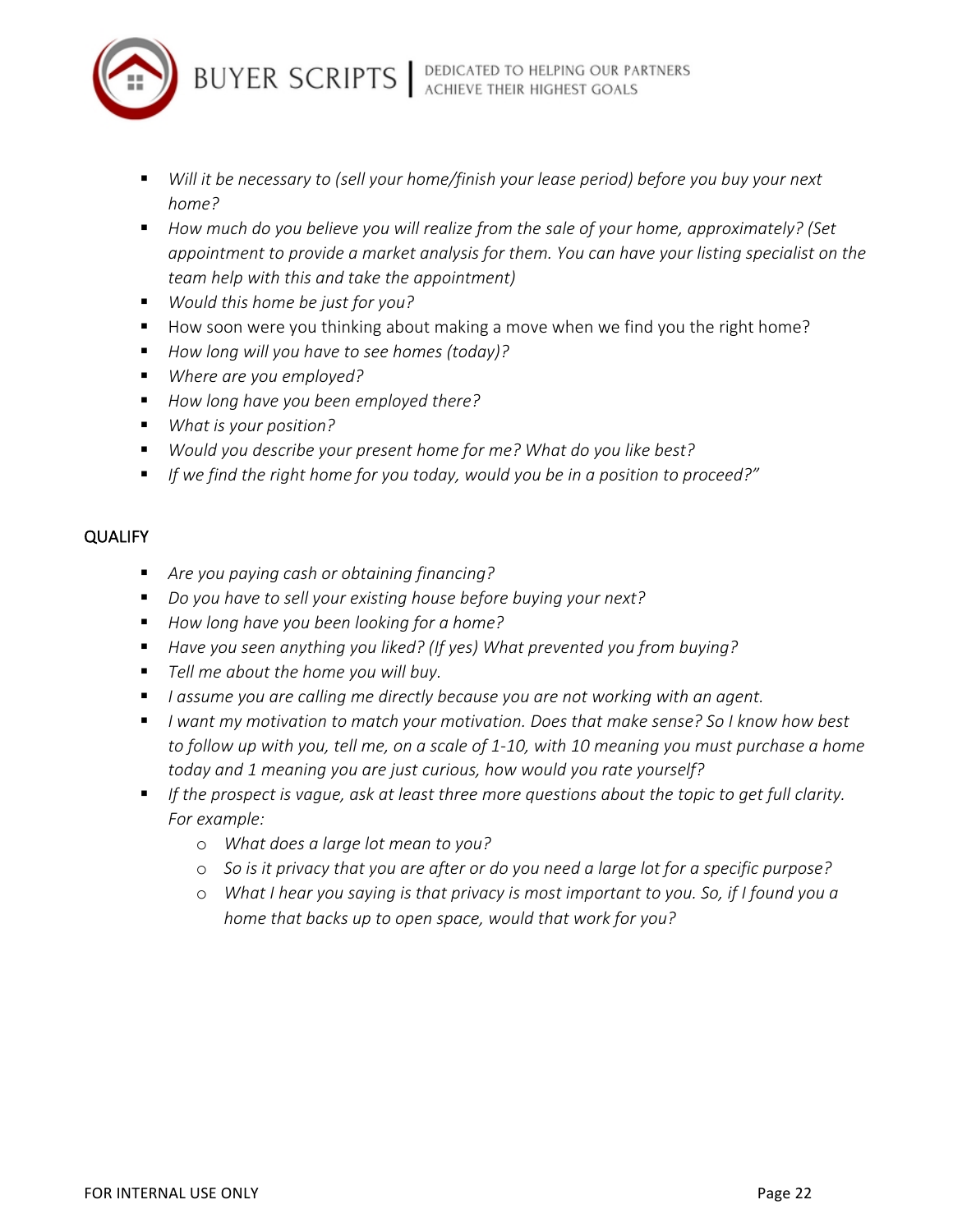- *Will it be necessary to (sell your home/finish your lease period) before you buy your next home?*
- *How much do you believe you will realize from the sale of your home, approximately? (Set appointment to provide a market analysis for them. You can have your listing specialist on the team help with this and take the appointment)*
- *Would this home be just for you?*
- How soon were you thinking about making a move when we find you the right home?
- *How long will you have to see homes (today)?*
- *Where are you employed?*
- *How long have you been employed there?*
- *What is your position?*
- *Would you describe your present home for me? What do you like best?*
- *If we find the right home for you today, would you be in a position to proceed?"*

## QUALIFY

- *Are you paying cash or obtaining financing?*
- *Do you have to sell your existing house before buying your next?*
- *How long have you been looking for a home?*
- *Have you seen anything you liked? (If yes) What prevented you from buying?*
- *Tell me about the home you will buy.*
- *I assume you are calling me directly because you are not working with an agent.*
- *I want my motivation to match your motivation. Does that make sense? So I know how best to follow up with you, tell me, on a scale of 1-10, with 10 meaning you must purchase a home today and 1 meaning you are just curious, how would you rate yourself?*
- *If the prospect is vague, ask at least three more questions about the topic to get full clarity. For example:*
    - *What does a large lot mean to you?*
    - *So is it privacy that you are after or do you need a large lot for a specific purpose?*
    - *What I hear you saying is that privacy is most important to you. So, if I found you a home that backs up to open space, would that work for you?*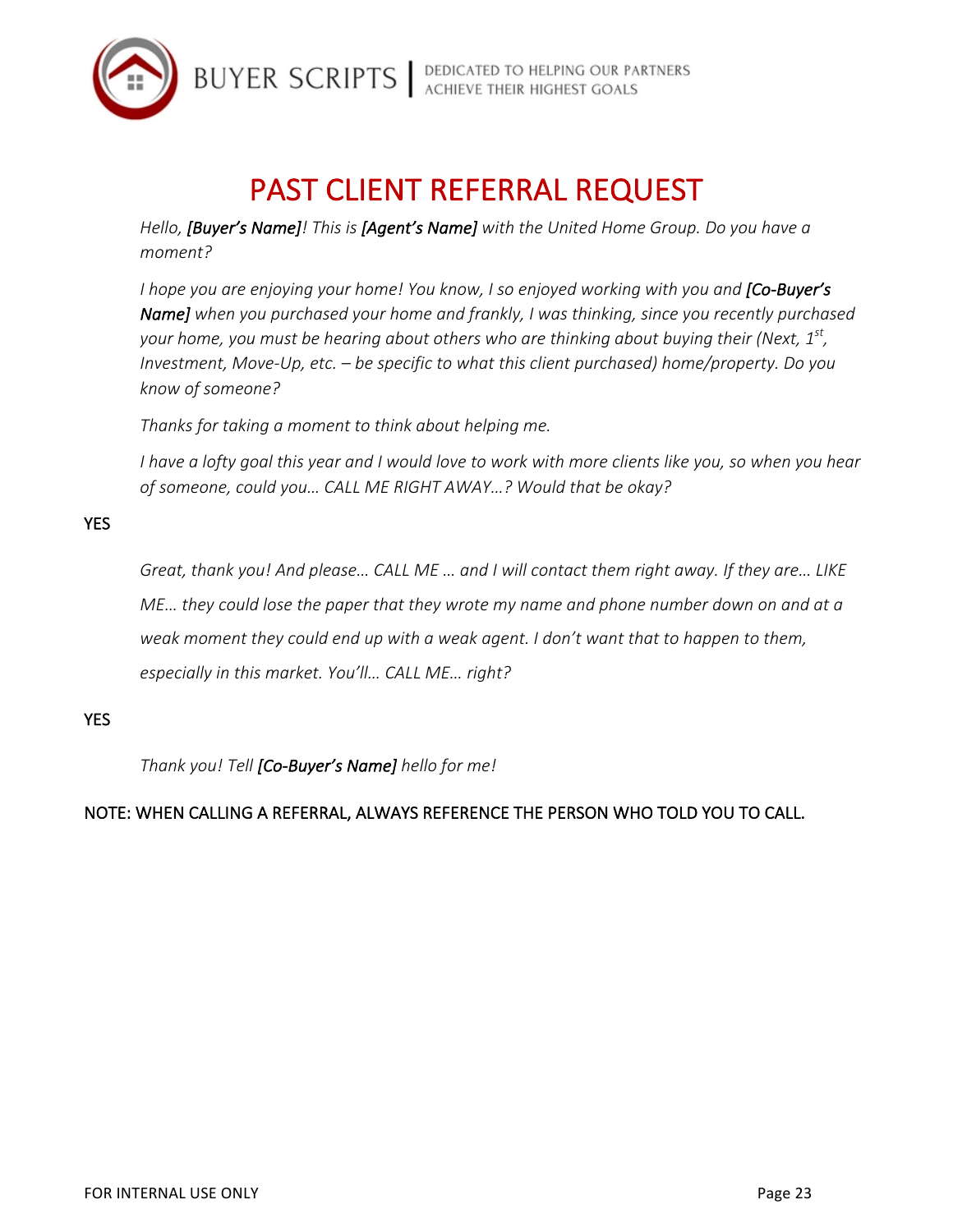# PAST CLIENT REFERRAL REQUEST

*Hello, **[Buyer's Name]**! This is **[Agent's Name]** with the United Home Group. Do you have a moment?*

*I hope you are enjoying your home! You know, I so enjoyed working with you and **[Co-Buyer's Name]** when you purchased your home and frankly, I was thinking, since you recently purchased your home, you must be hearing about others who are thinking about buying their (Next, 1st, Investment, Move-Up, etc. – be specific to what this client purchased) home/property. Do you know of someone?*

*Thanks for taking a moment to think about helping me.*

*I have a lofty goal this year and I would love to work with more clients like you, so when you hear of someone, could you… CALL ME RIGHT AWAY…? Would that be okay?*

YES

> *Great, thank you! And please… CALL ME … and I will contact them right away. If they are… LIKE ME… they could lose the paper that they wrote my name and phone number down on and at a weak moment they could end up with a weak agent. I don't want that to happen to them, especially in this market. You'll… CALL ME… right?*

YES

> *Thank you! Tell **[Co-Buyer's Name]** hello for me!*

NOTE: WHEN CALLING A REFERRAL, ALWAYS REFERENCE THE PERSON WHO TOLD YOU TO CALL.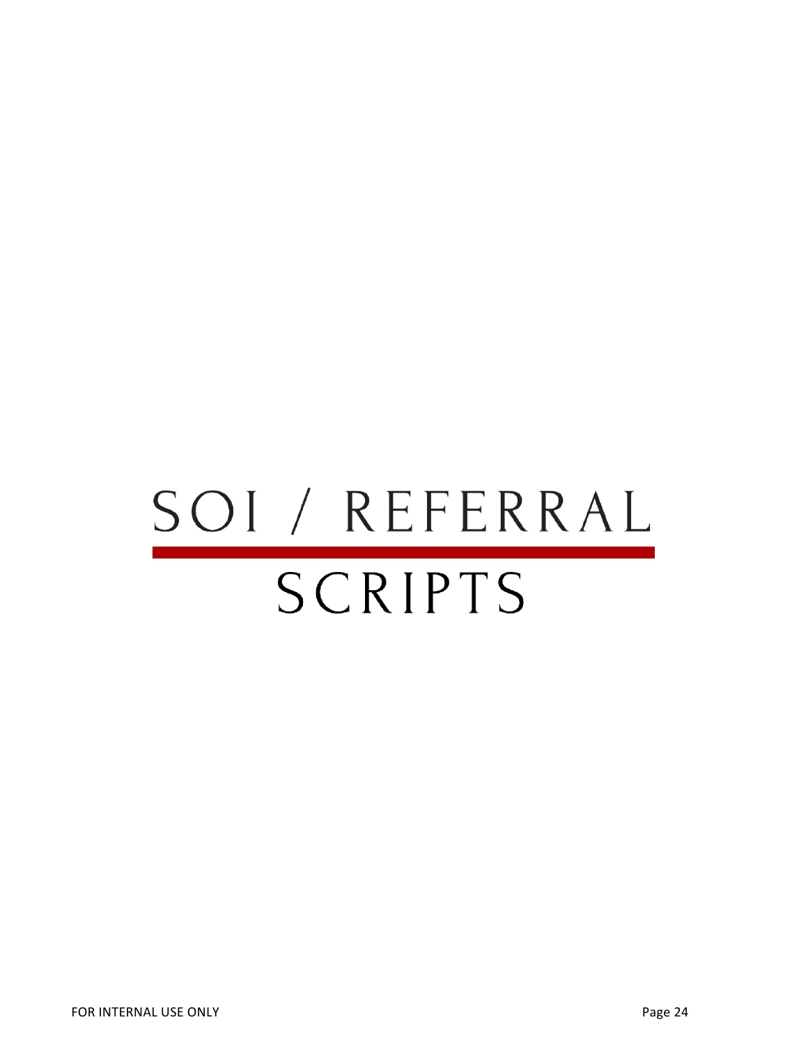# SOI / REFERRAL SCRIPTS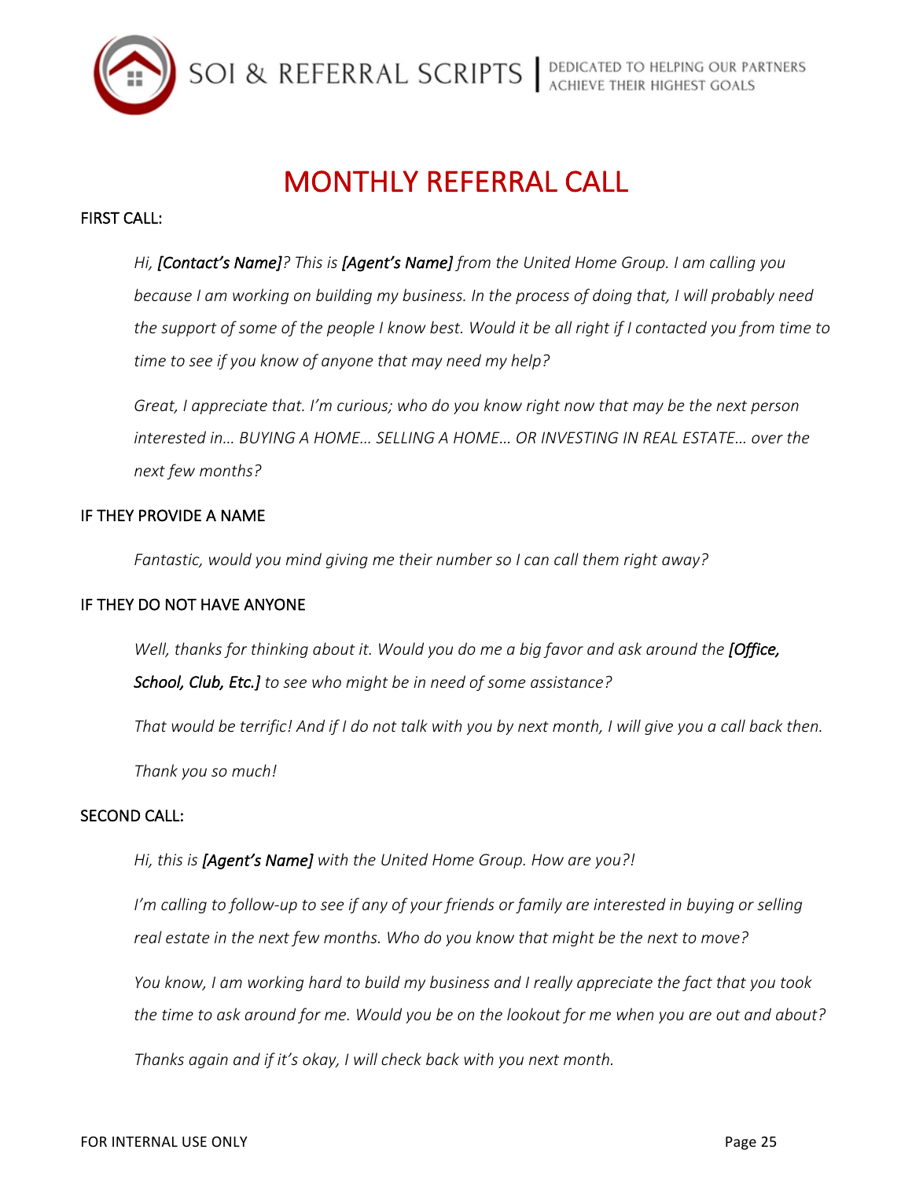# MONTHLY REFERRAL CALL

FIRST CALL:

*Hi, **[Contact's Name]**? This is **[Agent's Name]** from the United Home Group. I am calling you because I am working on building my business. In the process of doing that, I will probably need the support of some of the people I know best. Would it be all right if I contacted you from time to time to see if you know of anyone that may need my help?*

*Great, I appreciate that. I'm curious; who do you know right now that may be the next person interested in… BUYING A HOME… SELLING A HOME… OR INVESTING IN REAL ESTATE… over the next few months?*

IF THEY PROVIDE A NAME

*Fantastic, would you mind giving me their number so I can call them right away?*

IF THEY DO NOT HAVE ANYONE

*Well, thanks for thinking about it. Would you do me a big favor and ask around the **[Office, School, Club, Etc.]** to see who might be in need of some assistance?*

*That would be terrific! And if I do not talk with you by next month, I will give you a call back then.*

*Thank you so much!*

SECOND CALL:

*Hi, this is **[Agent's Name]** with the United Home Group. How are you?!*

*I'm calling to follow-up to see if any of your friends or family are interested in buying or selling real estate in the next few months. Who do you know that might be the next to move?*

*You know, I am working hard to build my business and I really appreciate the fact that you took the time to ask around for me. Would you be on the lookout for me when you are out and about?*

*Thanks again and if it's okay, I will check back with you next month.*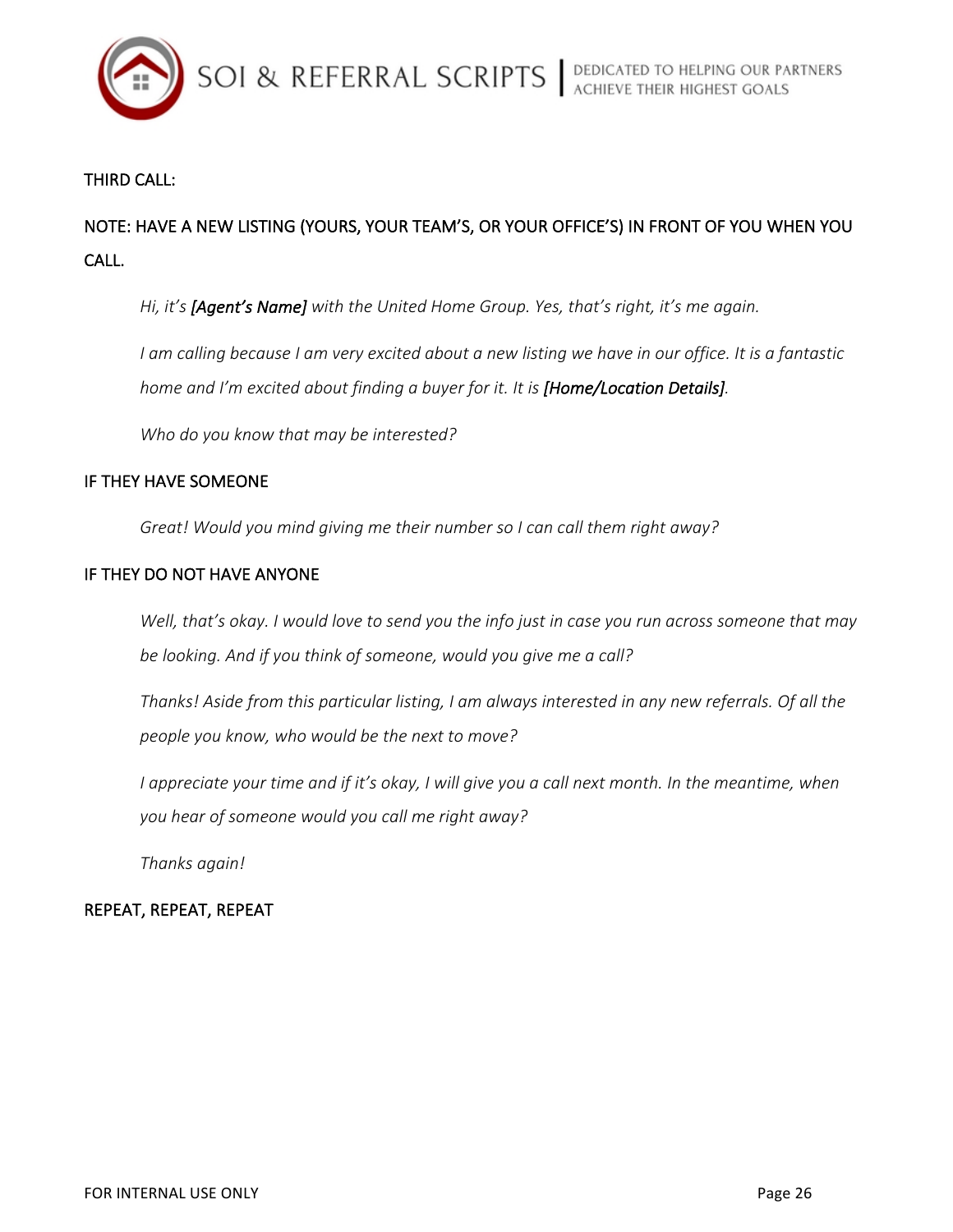THIRD CALL:

NOTE: HAVE A NEW LISTING (YOURS, YOUR TEAM'S, OR YOUR OFFICE'S) IN FRONT OF YOU WHEN YOU CALL.

> *Hi, it's* ***[Agent's Name]*** *with the United Home Group. Yes, that's right, it's me again.*
>
> *I am calling because I am very excited about a new listing we have in our office. It is a fantastic home and I'm excited about finding a buyer for it. It is* ***[Home/Location Details]****.*
>
> *Who do you know that may be interested?*

IF THEY HAVE SOMEONE

> *Great! Would you mind giving me their number so I can call them right away?*

IF THEY DO NOT HAVE ANYONE

> *Well, that's okay. I would love to send you the info just in case you run across someone that may be looking. And if you think of someone, would you give me a call?*
>
> *Thanks! Aside from this particular listing, I am always interested in any new referrals. Of all the people you know, who would be the next to move?*
>
> *I appreciate your time and if it's okay, I will give you a call next month. In the meantime, when you hear of someone would you call me right away?*
>
> *Thanks again!*

REPEAT, REPEAT, REPEAT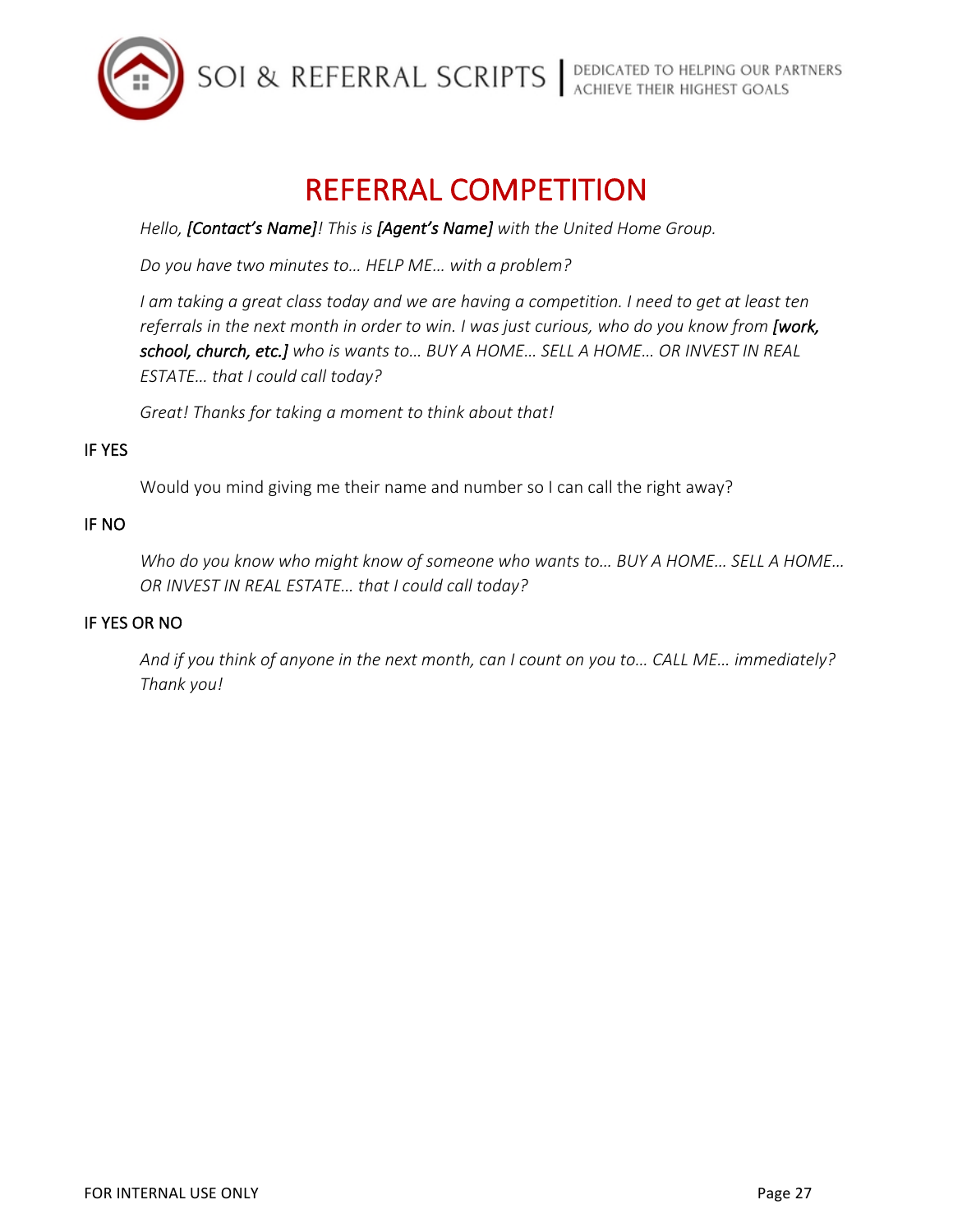# REFERRAL COMPETITION

*Hello, **[Contact's Name]**! This is **[Agent's Name]** with the United Home Group.*

*Do you have two minutes to… HELP ME… with a problem?*

*I am taking a great class today and we are having a competition. I need to get at least ten referrals in the next month in order to win. I was just curious, who do you know from **[work, school, church, etc.]** who is wants to… BUY A HOME… SELL A HOME… OR INVEST IN REAL ESTATE… that I could call today?*

*Great! Thanks for taking a moment to think about that!*

IF YES

Would you mind giving me their name and number so I can call the right away?

IF NO

*Who do you know who might know of someone who wants to… BUY A HOME… SELL A HOME… OR INVEST IN REAL ESTATE… that I could call today?*

IF YES OR NO

*And if you think of anyone in the next month, can I count on you to… CALL ME… immediately? Thank you!*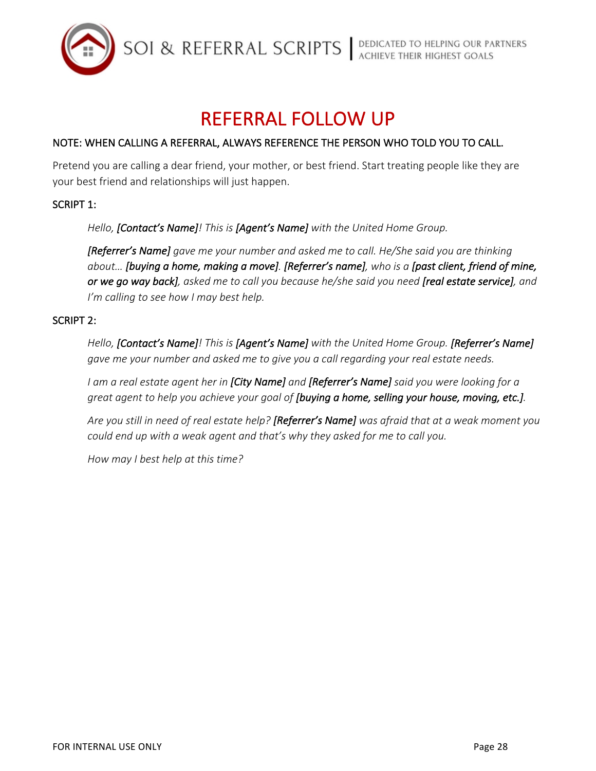# REFERRAL FOLLOW UP

NOTE: WHEN CALLING A REFERRAL, ALWAYS REFERENCE THE PERSON WHO TOLD YOU TO CALL.

Pretend you are calling a dear friend, your mother, or best friend. Start treating people like they are your best friend and relationships will just happen.

SCRIPT 1:

> *Hello,* ***[Contact's Name]****! This is* ***[Agent's Name]*** *with the United Home Group.*
>
> ***[Referrer's Name]*** *gave me your number and asked me to call. He/She said you are thinking about…* ***[buying a home, making a move]****.* ***[Referrer's name]****, who is a* ***[past client, friend of mine, or we go way back]****, asked me to call you because he/she said you need* ***[real estate service]****, and I'm calling to see how I may best help.*

SCRIPT 2:

> *Hello,* ***[Contact's Name]****! This is* ***[Agent's Name]*** *with the United Home Group.* ***[Referrer's Name]*** *gave me your number and asked me to give you a call regarding your real estate needs.*
>
> *I am a real estate agent her in* ***[City Name]*** *and* ***[Referrer's Name]*** *said you were looking for a great agent to help you achieve your goal of* ***[buying a home, selling your house, moving, etc.]****.*
>
> *Are you still in need of real estate help?* ***[Referrer's Name]*** *was afraid that at a weak moment you could end up with a weak agent and that's why they asked for me to call you.*
>
> *How may I best help at this time?*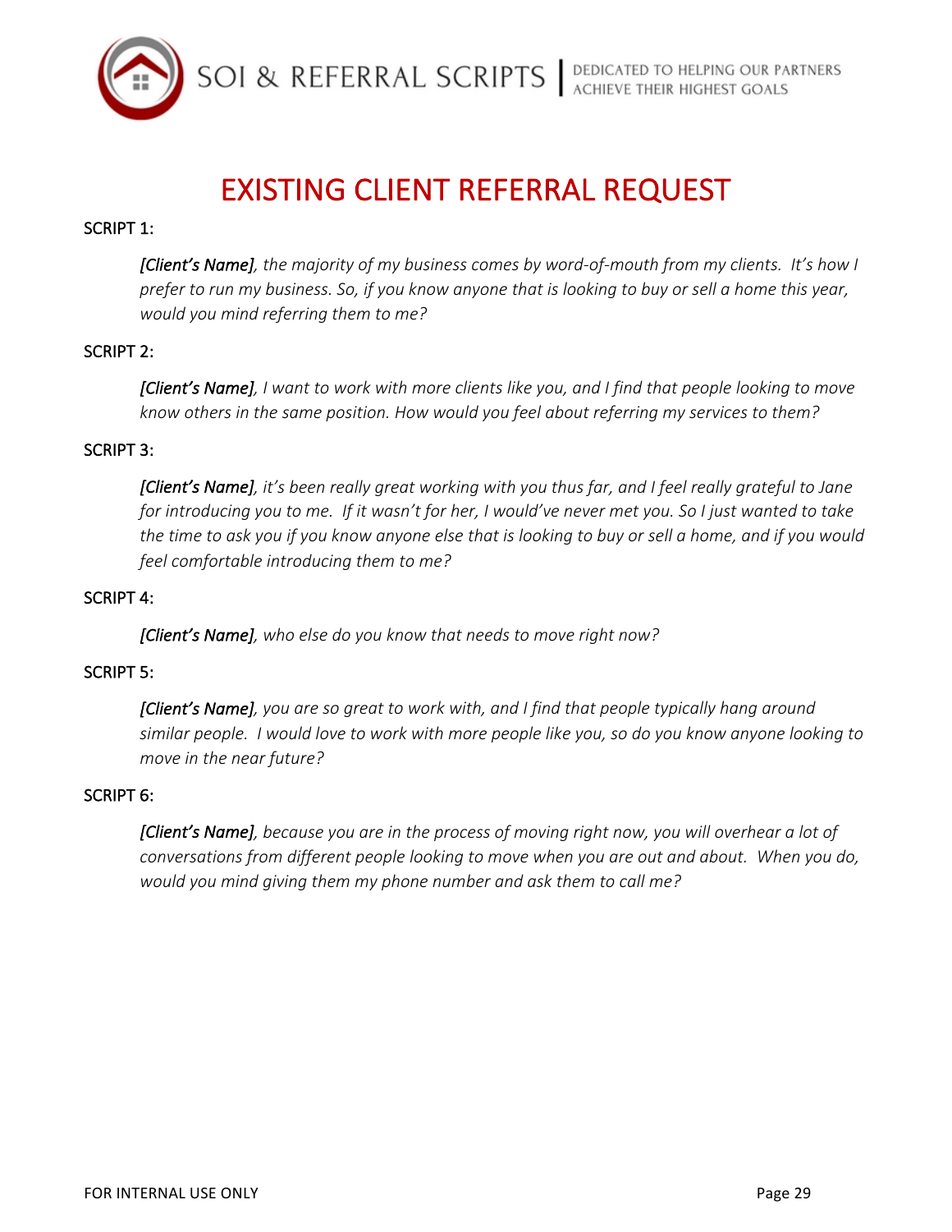# EXISTING CLIENT REFERRAL REQUEST

SCRIPT 1:

> ***[Client's Name]***, *the majority of my business comes by word-of-mouth from my clients. It's how I prefer to run my business. So, if you know anyone that is looking to buy or sell a home this year, would you mind referring them to me?*

SCRIPT 2:

> ***[Client's Name]***, *I want to work with more clients like you, and I find that people looking to move know others in the same position. How would you feel about referring my services to them?*

SCRIPT 3:

> ***[Client's Name]***, *it's been really great working with you thus far, and I feel really grateful to Jane for introducing you to me. If it wasn't for her, I would've never met you. So I just wanted to take the time to ask you if you know anyone else that is looking to buy or sell a home, and if you would feel comfortable introducing them to me?*

SCRIPT 4:

> ***[Client's Name]***, *who else do you know that needs to move right now?*

SCRIPT 5:

> ***[Client's Name]***, *you are so great to work with, and I find that people typically hang around similar people. I would love to work with more people like you, so do you know anyone looking to move in the near future?*

SCRIPT 6:

> ***[Client's Name]***, *because you are in the process of moving right now, you will overhear a lot of conversations from different people looking to move when you are out and about. When you do, would you mind giving them my phone number and ask them to call me?*

FOR INTERNAL USE ONLY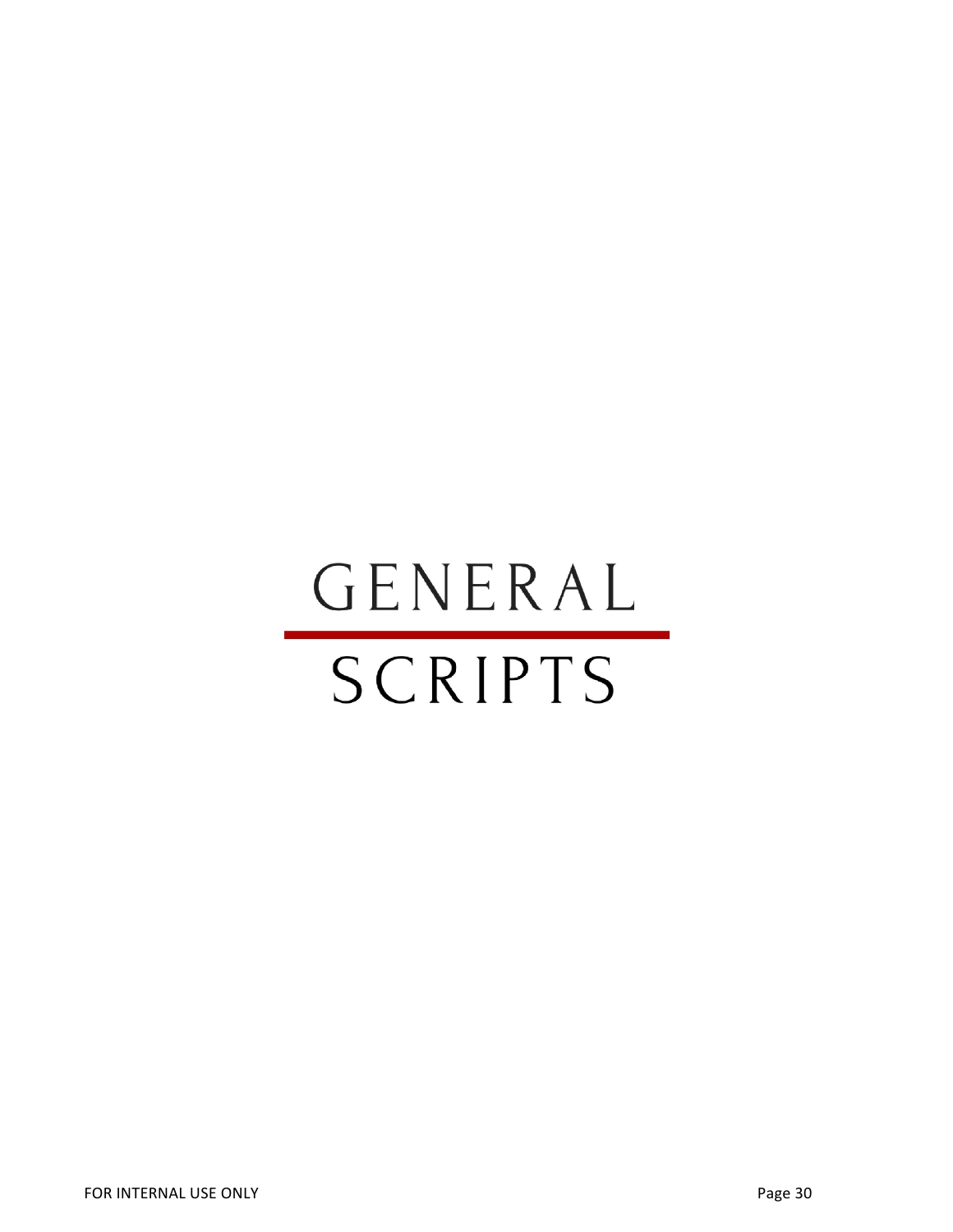# GENERAL SCRIPTS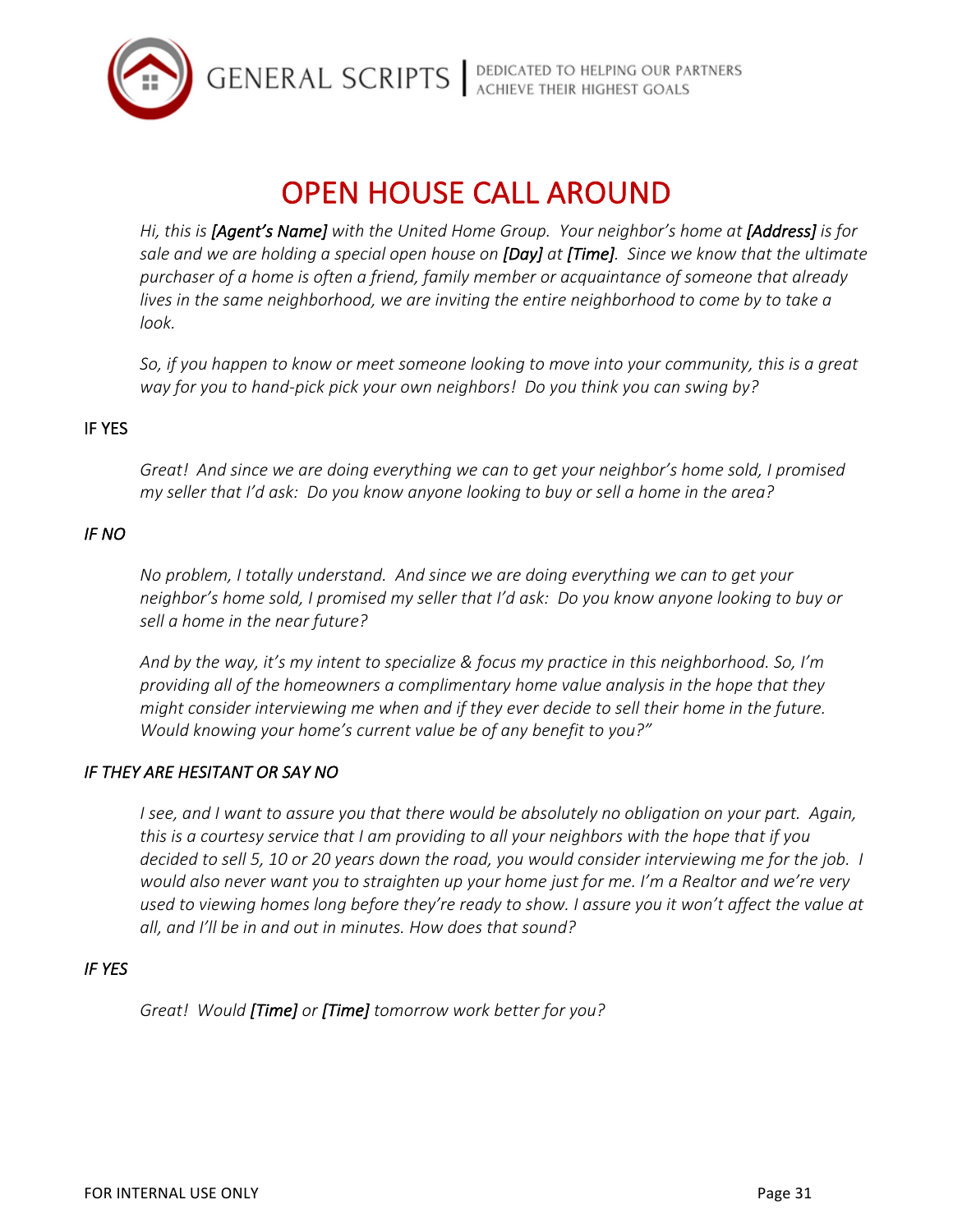# OPEN HOUSE CALL AROUND

*Hi, this is **[Agent's Name]** with the United Home Group. Your neighbor's home at **[Address]** is for sale and we are holding a special open house on **[Day]** at **[Time]**. Since we know that the ultimate purchaser of a home is often a friend, family member or acquaintance of someone that already lives in the same neighborhood, we are inviting the entire neighborhood to come by to take a look.*

*So, if you happen to know or meet someone looking to move into your community, this is a great way for you to hand-pick pick your own neighbors! Do you think you can swing by?*

IF YES

*Great! And since we are doing everything we can to get your neighbor's home sold, I promised my seller that I'd ask: Do you know anyone looking to buy or sell a home in the area?*

*IF NO*

*No problem, I totally understand. And since we are doing everything we can to get your neighbor's home sold, I promised my seller that I'd ask: Do you know anyone looking to buy or sell a home in the near future?*

*And by the way, it's my intent to specialize & focus my practice in this neighborhood. So, I'm providing all of the homeowners a complimentary home value analysis in the hope that they might consider interviewing me when and if they ever decide to sell their home in the future. Would knowing your home's current value be of any benefit to you?"*

*IF THEY ARE HESITANT OR SAY NO*

*I see, and I want to assure you that there would be absolutely no obligation on your part. Again, this is a courtesy service that I am providing to all your neighbors with the hope that if you decided to sell 5, 10 or 20 years down the road, you would consider interviewing me for the job. I would also never want you to straighten up your home just for me. I'm a Realtor and we're very used to viewing homes long before they're ready to show. I assure you it won't affect the value at all, and I'll be in and out in minutes. How does that sound?*

*IF YES*

*Great! Would **[Time]** or **[Time]** tomorrow work better for you?*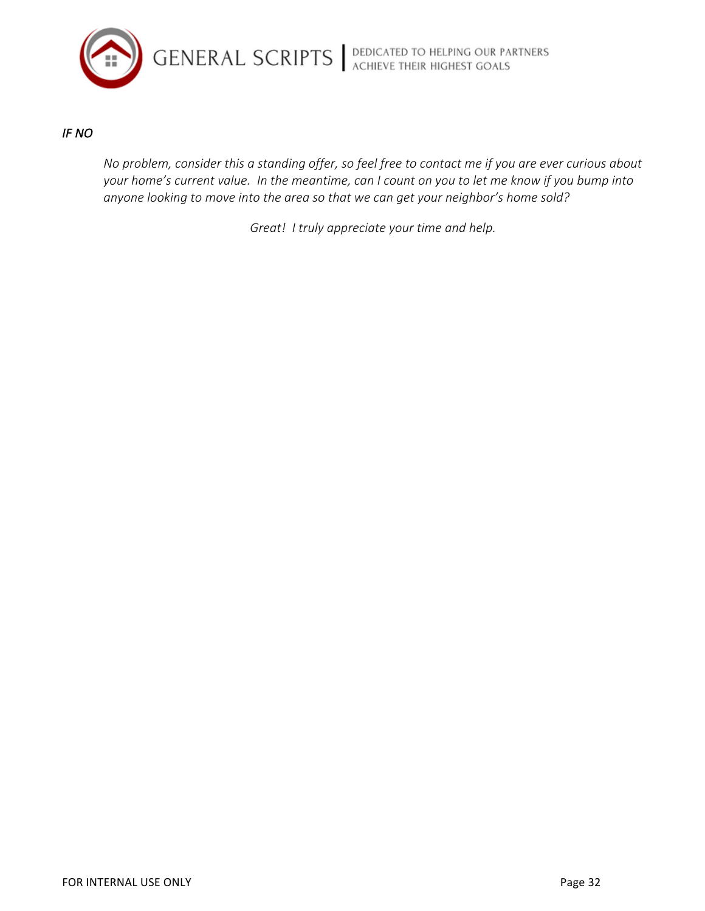*IF NO*

*No problem, consider this a standing offer, so feel free to contact me if you are ever curious about your home's current value. In the meantime, can I count on you to let me know if you bump into anyone looking to move into the area so that we can get your neighbor's home sold?*

*Great! I truly appreciate your time and help.*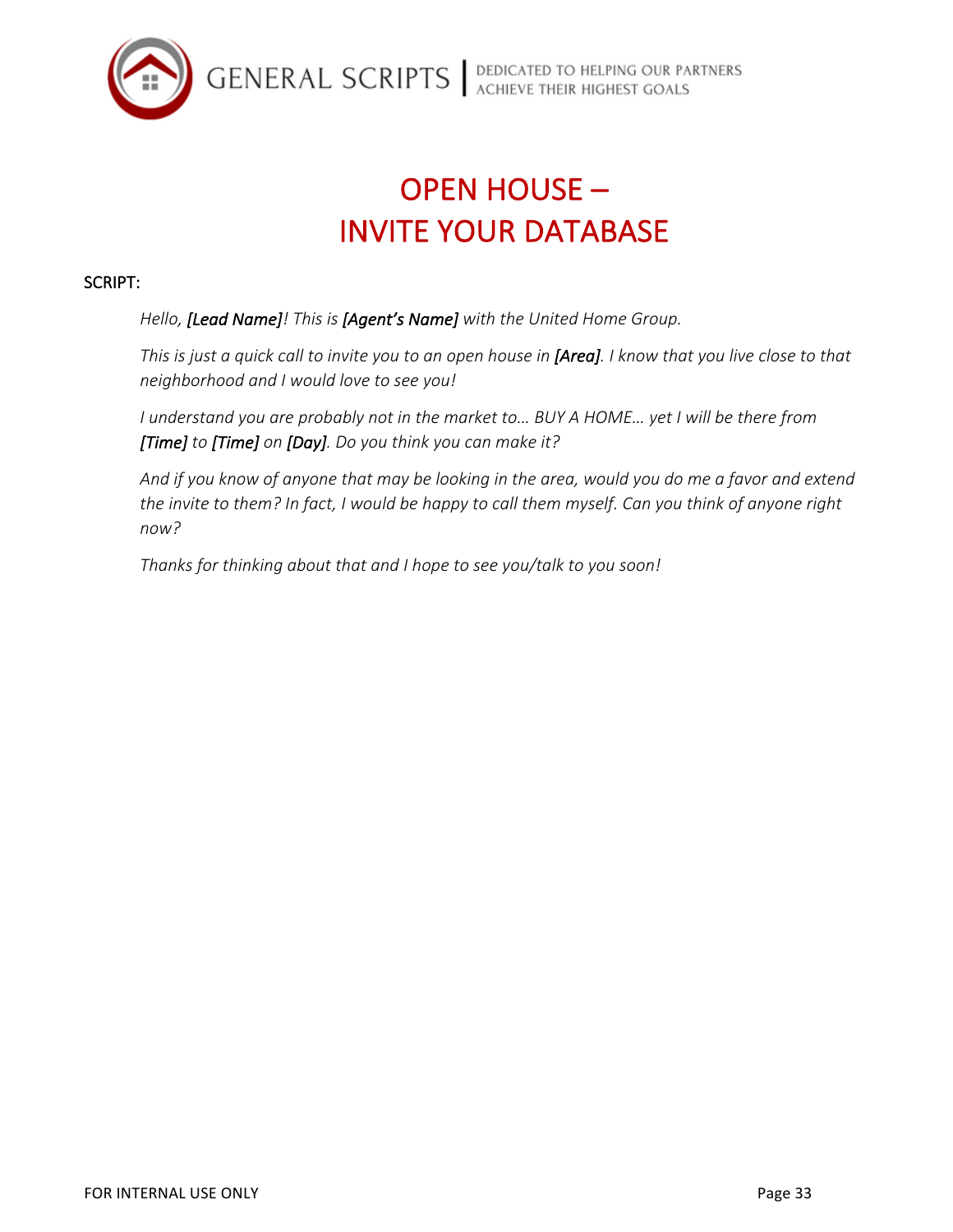# OPEN HOUSE – INVITE YOUR DATABASE

SCRIPT:

*Hello,* ***[Lead Name]****! This is* ***[Agent's Name]*** *with the United Home Group.*

*This is just a quick call to invite you to an open house in* ***[Area]****. I know that you live close to that neighborhood and I would love to see you!*

*I understand you are probably not in the market to… BUY A HOME… yet I will be there from* ***[Time]*** *to* ***[Time]*** *on* ***[Day]****. Do you think you can make it?*

*And if you know of anyone that may be looking in the area, would you do me a favor and extend the invite to them? In fact, I would be happy to call them myself. Can you think of anyone right now?*

*Thanks for thinking about that and I hope to see you/talk to you soon!*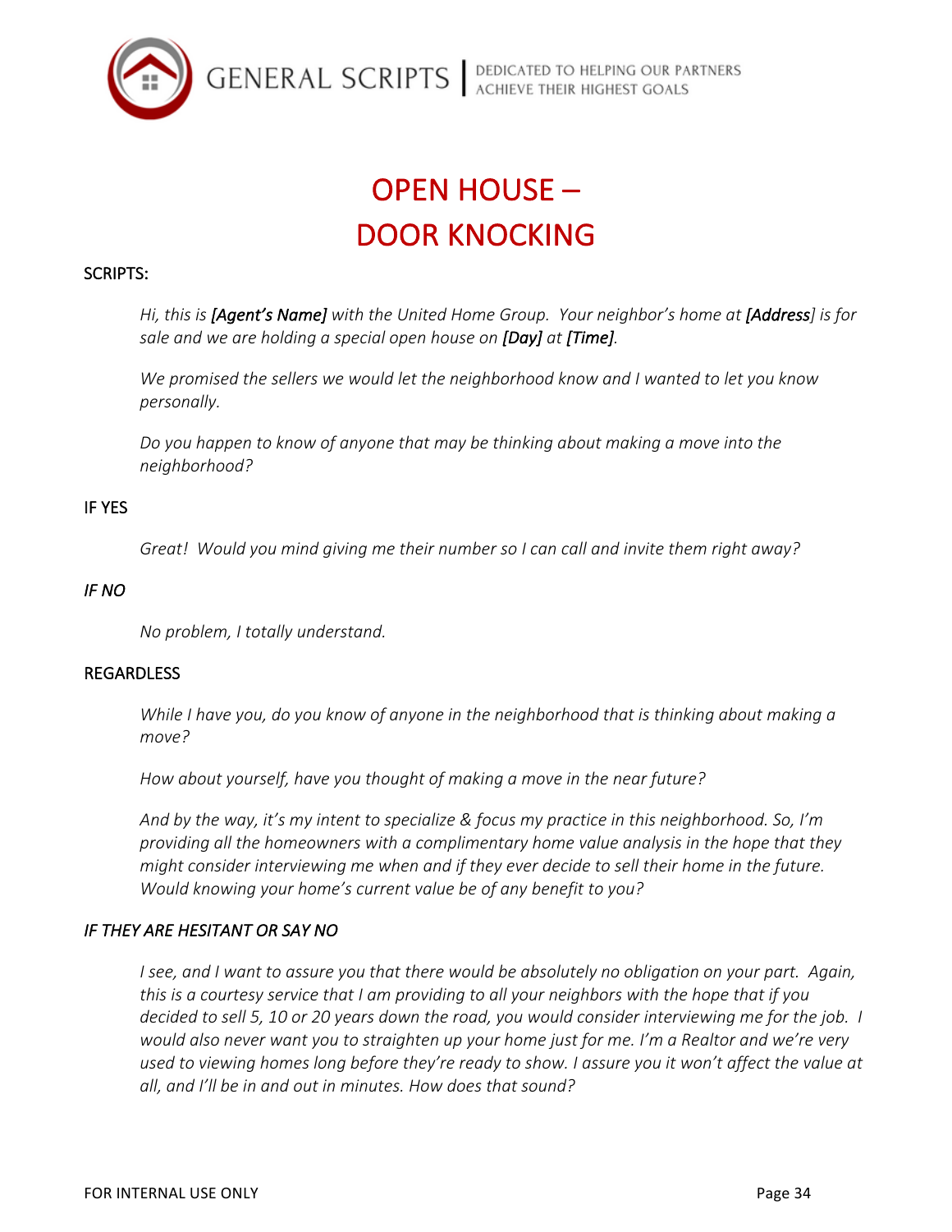# OPEN HOUSE – DOOR KNOCKING

SCRIPTS:

*Hi, this is **[Agent's Name]** with the United Home Group. Your neighbor's home at **[Address]** is for sale and we are holding a special open house on **[Day]** at **[Time]**.*

*We promised the sellers we would let the neighborhood know and I wanted to let you know personally.*

*Do you happen to know of anyone that may be thinking about making a move into the neighborhood?*

IF YES

*Great! Would you mind giving me their number so I can call and invite them right away?*

*IF NO*

*No problem, I totally understand.*

REGARDLESS

*While I have you, do you know of anyone in the neighborhood that is thinking about making a move?*

*How about yourself, have you thought of making a move in the near future?*

*And by the way, it's my intent to specialize & focus my practice in this neighborhood. So, I'm providing all the homeowners with a complimentary home value analysis in the hope that they might consider interviewing me when and if they ever decide to sell their home in the future. Would knowing your home's current value be of any benefit to you?*

*IF THEY ARE HESITANT OR SAY NO*

*I see, and I want to assure you that there would be absolutely no obligation on your part. Again, this is a courtesy service that I am providing to all your neighbors with the hope that if you decided to sell 5, 10 or 20 years down the road, you would consider interviewing me for the job. I would also never want you to straighten up your home just for me. I'm a Realtor and we're very used to viewing homes long before they're ready to show. I assure you it won't affect the value at all, and I'll be in and out in minutes. How does that sound?*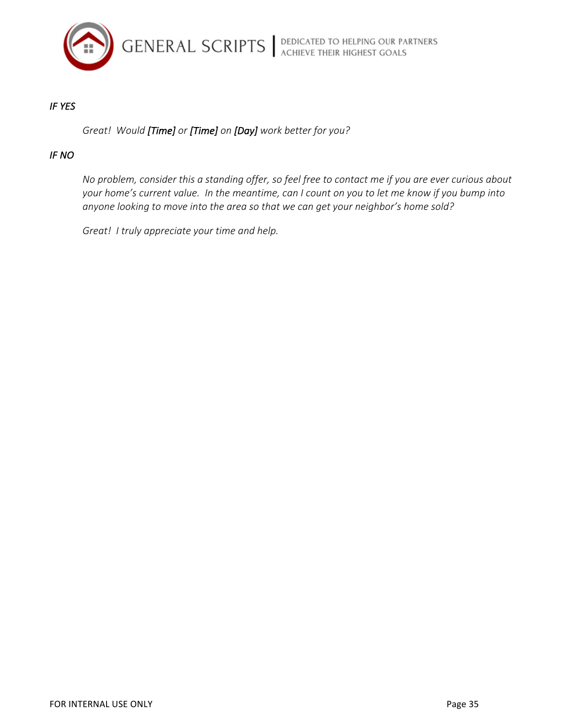*IF YES*

> *Great! Would **[Time]** or **[Time]** on **[Day]** work better for you?*

*IF NO*

> *No problem, consider this a standing offer, so feel free to contact me if you are ever curious about your home's current value. In the meantime, can I count on you to let me know if you bump into anyone looking to move into the area so that we can get your neighbor's home sold?*
>
> *Great! I truly appreciate your time and help.*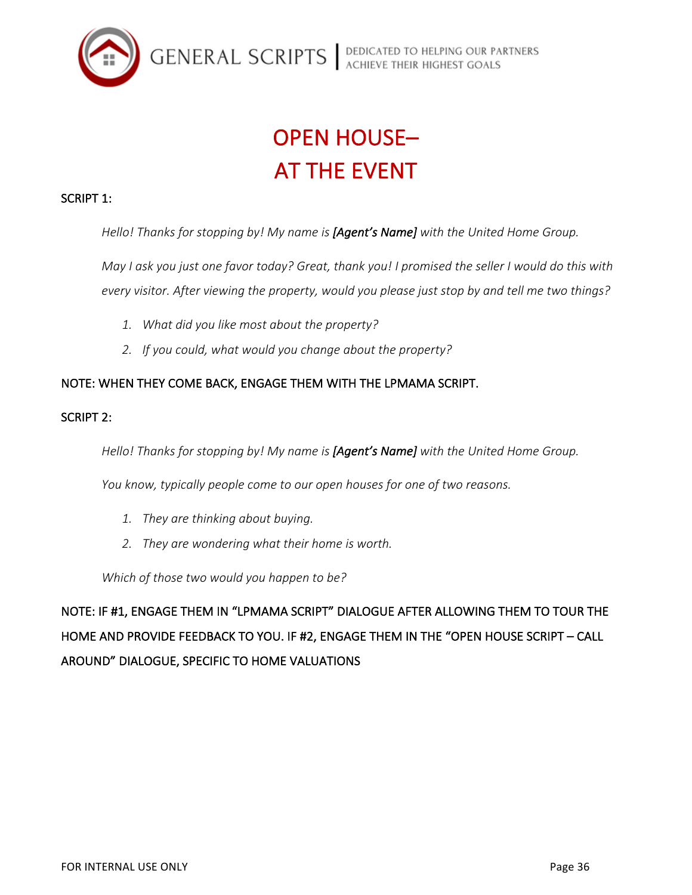# OPEN HOUSE– AT THE EVENT

SCRIPT 1:

*Hello! Thanks for stopping by! My name is **[Agent's Name]** with the United Home Group.*

*May I ask you just one favor today? Great, thank you! I promised the seller I would do this with every visitor. After viewing the property, would you please just stop by and tell me two things?*

1. *What did you like most about the property?*
2. *If you could, what would you change about the property?*

NOTE: WHEN THEY COME BACK, ENGAGE THEM WITH THE LPMAMA SCRIPT.

SCRIPT 2:

*Hello! Thanks for stopping by! My name is **[Agent's Name]** with the United Home Group.*

*You know, typically people come to our open houses for one of two reasons.*

1. *They are thinking about buying.*
2. *They are wondering what their home is worth.*

*Which of those two would you happen to be?*

NOTE: IF #1, ENGAGE THEM IN "LPMAMA SCRIPT" DIALOGUE AFTER ALLOWING THEM TO TOUR THE HOME AND PROVIDE FEEDBACK TO YOU. IF #2, ENGAGE THEM IN THE "OPEN HOUSE SCRIPT – CALL AROUND" DIALOGUE, SPECIFIC TO HOME VALUATIONS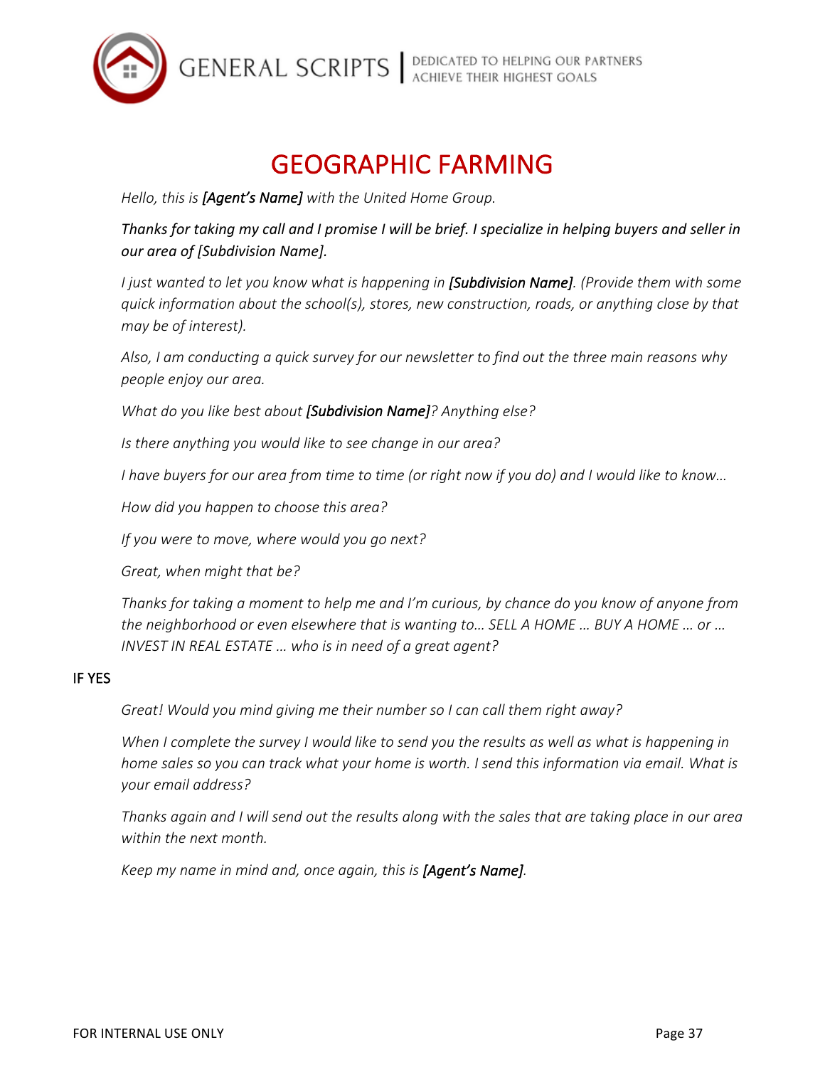# GEOGRAPHIC FARMING

*Hello, this is **[Agent's Name]** with the United Home Group.*

*Thanks for taking my call and I promise I will be brief. I specialize in helping buyers and seller in our area of [Subdivision Name].*

*I just wanted to let you know what is happening in **[Subdivision Name]**. (Provide them with some quick information about the school(s), stores, new construction, roads, or anything close by that may be of interest).*

*Also, I am conducting a quick survey for our newsletter to find out the three main reasons why people enjoy our area.*

*What do you like best about **[Subdivision Name]**? Anything else?*

*Is there anything you would like to see change in our area?*

*I have buyers for our area from time to time (or right now if you do) and I would like to know…*

*How did you happen to choose this area?*

*If you were to move, where would you go next?*

*Great, when might that be?*

*Thanks for taking a moment to help me and I'm curious, by chance do you know of anyone from the neighborhood or even elsewhere that is wanting to… SELL A HOME … BUY A HOME … or … INVEST IN REAL ESTATE … who is in need of a great agent?*

IF YES

*Great! Would you mind giving me their number so I can call them right away?*

*When I complete the survey I would like to send you the results as well as what is happening in home sales so you can track what your home is worth. I send this information via email. What is your email address?*

*Thanks again and I will send out the results along with the sales that are taking place in our area within the next month.*

*Keep my name in mind and, once again, this is **[Agent's Name]**.*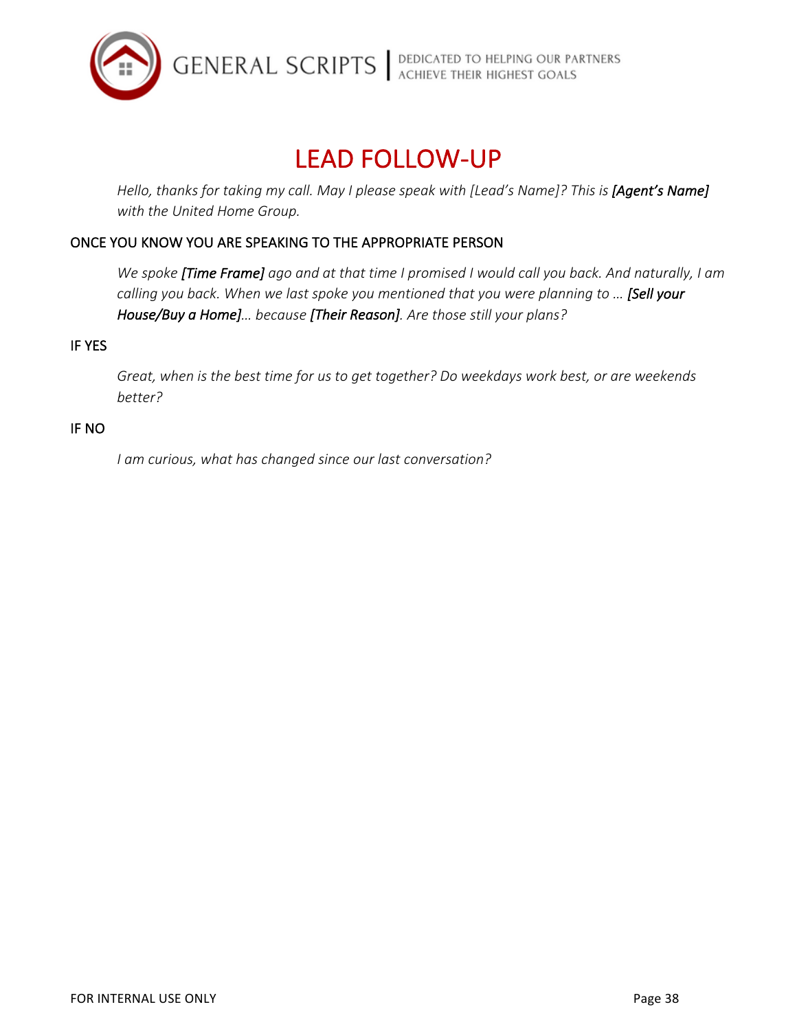# LEAD FOLLOW-UP

*Hello, thanks for taking my call. May I please speak with [Lead's Name]? This is **[Agent's Name]** with the United Home Group.*

ONCE YOU KNOW YOU ARE SPEAKING TO THE APPROPRIATE PERSON

*We spoke **[Time Frame]** ago and at that time I promised I would call you back. And naturally, I am calling you back. When we last spoke you mentioned that you were planning to … **[Sell your House/Buy a Home]**… because **[Their Reason]**. Are those still your plans?*

IF YES

*Great, when is the best time for us to get together? Do weekdays work best, or are weekends better?*

IF NO

*I am curious, what has changed since our last conversation?*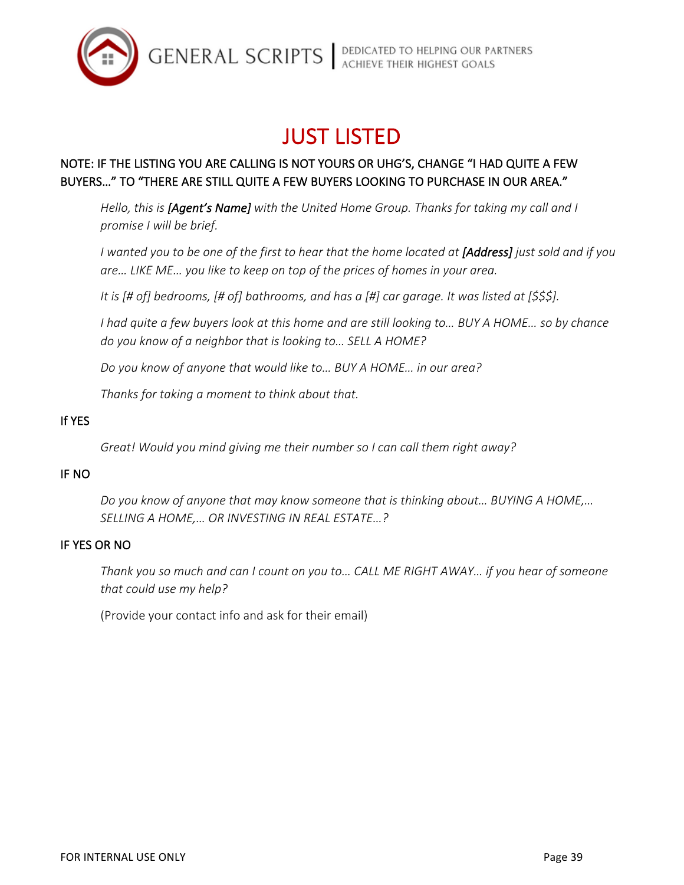# JUST LISTED

NOTE: IF THE LISTING YOU ARE CALLING IS NOT YOURS OR UHG'S, CHANGE "I HAD QUITE A FEW BUYERS…" TO "THERE ARE STILL QUITE A FEW BUYERS LOOKING TO PURCHASE IN OUR AREA."

> *Hello, this is **[Agent's Name]** with the United Home Group. Thanks for taking my call and I promise I will be brief.*
>
> *I wanted you to be one of the first to hear that the home located at **[Address]** just sold and if you are… LIKE ME… you like to keep on top of the prices of homes in your area.*
>
> *It is [# of] bedrooms, [# of] bathrooms, and has a [#] car garage. It was listed at [$$$].*
>
> *I had quite a few buyers look at this home and are still looking to… BUY A HOME… so by chance do you know of a neighbor that is looking to… SELL A HOME?*
>
> *Do you know of anyone that would like to… BUY A HOME… in our area?*
>
> *Thanks for taking a moment to think about that.*

If YES

> *Great! Would you mind giving me their number so I can call them right away?*

IF NO

> *Do you know of anyone that may know someone that is thinking about… BUYING A HOME,… SELLING A HOME,… OR INVESTING IN REAL ESTATE…?*

IF YES OR NO

> *Thank you so much and can I count on you to… CALL ME RIGHT AWAY… if you hear of someone that could use my help?*
>
> (Provide your contact info and ask for their email)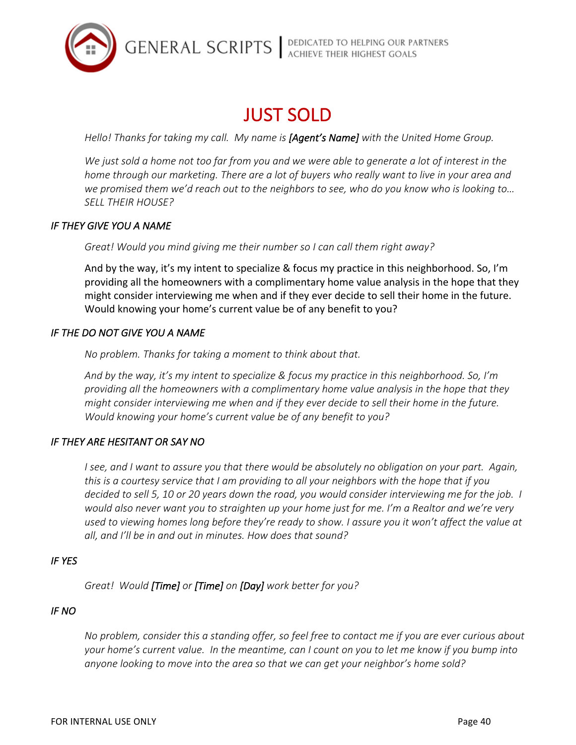# JUST SOLD

*Hello! Thanks for taking my call. My name is **[Agent's Name]** with the United Home Group.*

*We just sold a home not too far from you and we were able to generate a lot of interest in the home through our marketing. There are a lot of buyers who really want to live in your area and we promised them we'd reach out to the neighbors to see, who do you know who is looking to… SELL THEIR HOUSE?*

### *IF THEY GIVE YOU A NAME*

*Great! Would you mind giving me their number so I can call them right away?*

And by the way, it's my intent to specialize & focus my practice in this neighborhood. So, I'm providing all the homeowners with a complimentary home value analysis in the hope that they might consider interviewing me when and if they ever decide to sell their home in the future. Would knowing your home's current value be of any benefit to you?

### *IF THE DO NOT GIVE YOU A NAME*

*No problem. Thanks for taking a moment to think about that.*

*And by the way, it's my intent to specialize & focus my practice in this neighborhood. So, I'm providing all the homeowners with a complimentary home value analysis in the hope that they might consider interviewing me when and if they ever decide to sell their home in the future. Would knowing your home's current value be of any benefit to you?*

### *IF THEY ARE HESITANT OR SAY NO*

*I see, and I want to assure you that there would be absolutely no obligation on your part. Again, this is a courtesy service that I am providing to all your neighbors with the hope that if you decided to sell 5, 10 or 20 years down the road, you would consider interviewing me for the job. I would also never want you to straighten up your home just for me. I'm a Realtor and we're very used to viewing homes long before they're ready to show. I assure you it won't affect the value at all, and I'll be in and out in minutes. How does that sound?*

### *IF YES*

*Great! Would **[Time]** or **[Time]** on **[Day]** work better for you?*

### *IF NO*

*No problem, consider this a standing offer, so feel free to contact me if you are ever curious about your home's current value. In the meantime, can I count on you to let me know if you bump into anyone looking to move into the area so that we can get your neighbor's home sold?*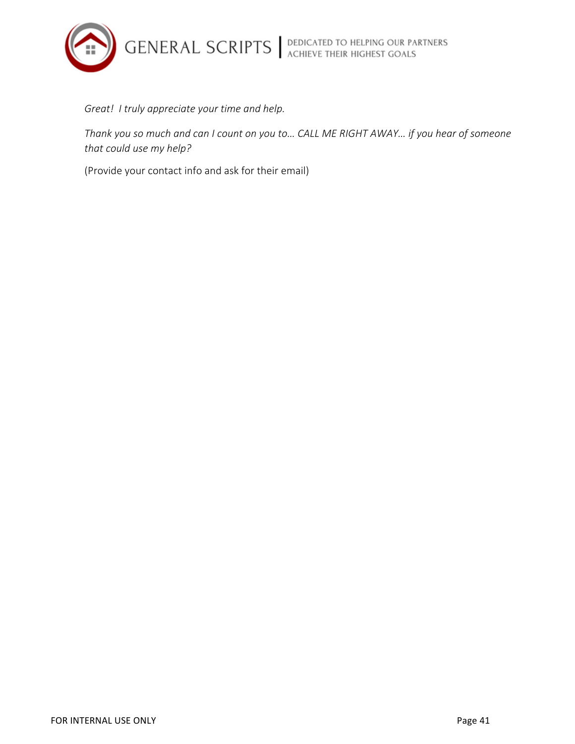*Great!  I truly appreciate your time and help.*

*Thank you so much and can I count on you to… CALL ME RIGHT AWAY… if you hear of someone that could use my help?*

(Provide your contact info and ask for their email)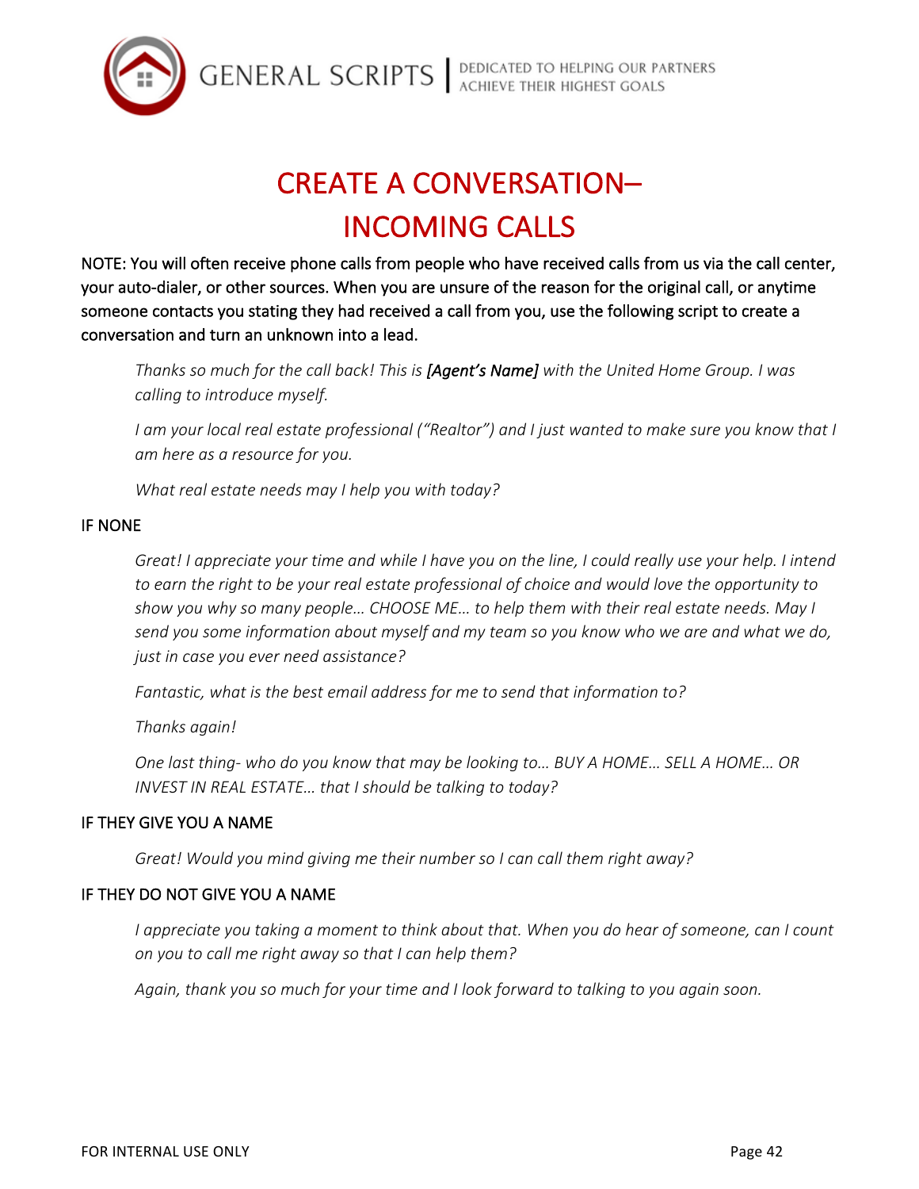# CREATE A CONVERSATION– INCOMING CALLS

NOTE: You will often receive phone calls from people who have received calls from us via the call center, your auto-dialer, or other sources. When you are unsure of the reason for the original call, or anytime someone contacts you stating they had received a call from you, use the following script to create a conversation and turn an unknown into a lead.

> *Thanks so much for the call back! This is* ***[Agent's Name]*** *with the United Home Group. I was calling to introduce myself.*
>
> *I am your local real estate professional ("Realtor") and I just wanted to make sure you know that I am here as a resource for you.*
>
> *What real estate needs may I help you with today?*

IF NONE

> *Great! I appreciate your time and while I have you on the line, I could really use your help. I intend to earn the right to be your real estate professional of choice and would love the opportunity to show you why so many people… CHOOSE ME… to help them with their real estate needs. May I send you some information about myself and my team so you know who we are and what we do, just in case you ever need assistance?*
>
> *Fantastic, what is the best email address for me to send that information to?*
>
> *Thanks again!*
>
> *One last thing- who do you know that may be looking to… BUY A HOME… SELL A HOME… OR INVEST IN REAL ESTATE… that I should be talking to today?*

IF THEY GIVE YOU A NAME

> *Great! Would you mind giving me their number so I can call them right away?*

IF THEY DO NOT GIVE YOU A NAME

> *I appreciate you taking a moment to think about that. When you do hear of someone, can I count on you to call me right away so that I can help them?*
>
> *Again, thank you so much for your time and I look forward to talking to you again soon.*